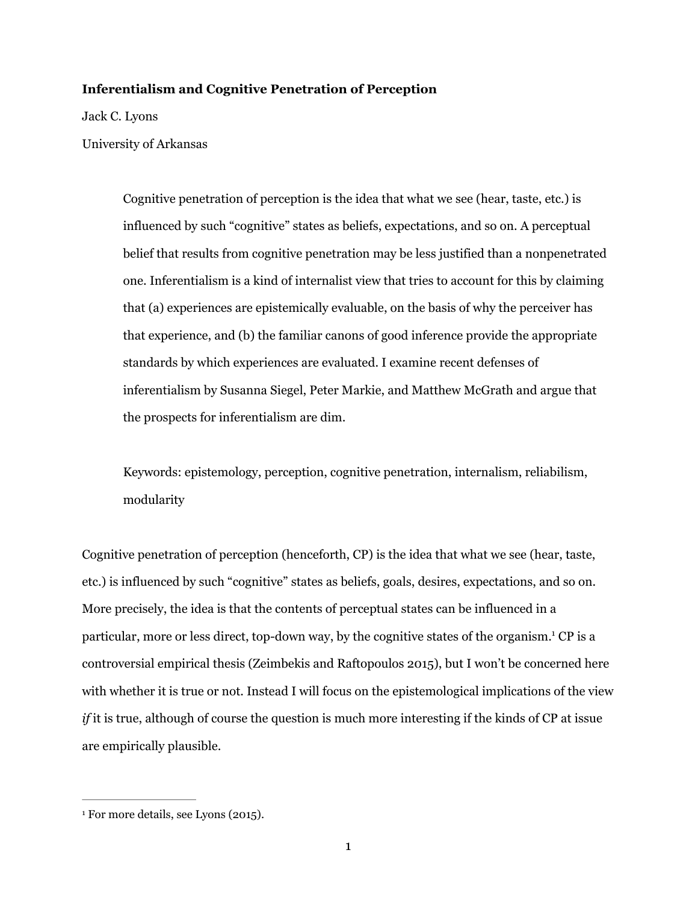# Inferentialism and Cognitive Penetration of Perception

Jack C. Lyons

University of Arkansas

> Cognitive penetration of perception is the idea that what we see (hear, taste, etc.) is influenced by such "cognitive" states as beliefs, expectations, and so on. A perceptual belief that results from cognitive penetration may be less justified than a nonpenetrated one. Inferentialism is a kind of internalist view that tries to account for this by claiming that (a) experiences are epistemically evaluable, on the basis of why the perceiver has that experience, and (b) the familiar canons of good inference provide the appropriate standards by which experiences are evaluated. I examine recent defenses of inferentialism by Susanna Siegel, Peter Markie, and Matthew McGrath and argue that the prospects for inferentialism are dim.
>
> Keywords: epistemology, perception, cognitive penetration, internalism, reliabilism, modularity

Cognitive penetration of perception (henceforth, CP) is the idea that what we see (hear, taste, etc.) is influenced by such "cognitive" states as beliefs, goals, desires, expectations, and so on. More precisely, the idea is that the contents of perceptual states can be influenced in a particular, more or less direct, top-down way, by the cognitive states of the organism.[1] CP is a controversial empirical thesis (Zeimbekis and Raftopoulos 2015), but I won't be concerned here with whether it is true or not. Instead I will focus on the epistemological implications of the view *if* it is true, although of course the question is much more interesting if the kinds of CP at issue are empirically plausible.

---

[1] For more details, see Lyons (2015).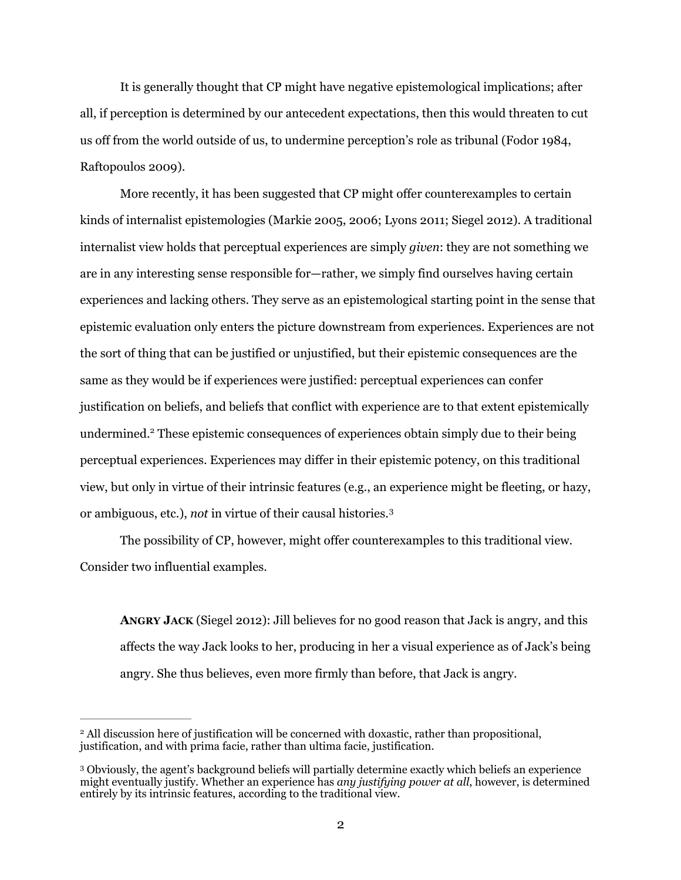It is generally thought that CP might have negative epistemological implications; after all, if perception is determined by our antecedent expectations, then this would threaten to cut us off from the world outside of us, to undermine perception's role as tribunal (Fodor 1984, Raftopoulos 2009).

More recently, it has been suggested that CP might offer counterexamples to certain kinds of internalist epistemologies (Markie 2005, 2006; Lyons 2011; Siegel 2012). A traditional internalist view holds that perceptual experiences are simply *given*: they are not something we are in any interesting sense responsible for—rather, we simply find ourselves having certain experiences and lacking others. They serve as an epistemological starting point in the sense that epistemic evaluation only enters the picture downstream from experiences. Experiences are not the sort of thing that can be justified or unjustified, but their epistemic consequences are the same as they would be if experiences were justified: perceptual experiences can confer justification on beliefs, and beliefs that conflict with experience are to that extent epistemically undermined.[2] These epistemic consequences of experiences obtain simply due to their being perceptual experiences. Experiences may differ in their epistemic potency, on this traditional view, but only in virtue of their intrinsic features (e.g., an experience might be fleeting, or hazy, or ambiguous, etc.), *not* in virtue of their causal histories.[3]

The possibility of CP, however, might offer counterexamples to this traditional view. Consider two influential examples.

> **ANGRY JACK** (Siegel 2012): Jill believes for no good reason that Jack is angry, and this affects the way Jack looks to her, producing in her a visual experience as of Jack's being angry. She thus believes, even more firmly than before, that Jack is angry.

---

[2] All discussion here of justification will be concerned with doxastic, rather than propositional, justification, and with prima facie, rather than ultima facie, justification.

[3] Obviously, the agent's background beliefs will partially determine exactly which beliefs an experience might eventually justify. Whether an experience has *any justifying power at all*, however, is determined entirely by its intrinsic features, according to the traditional view.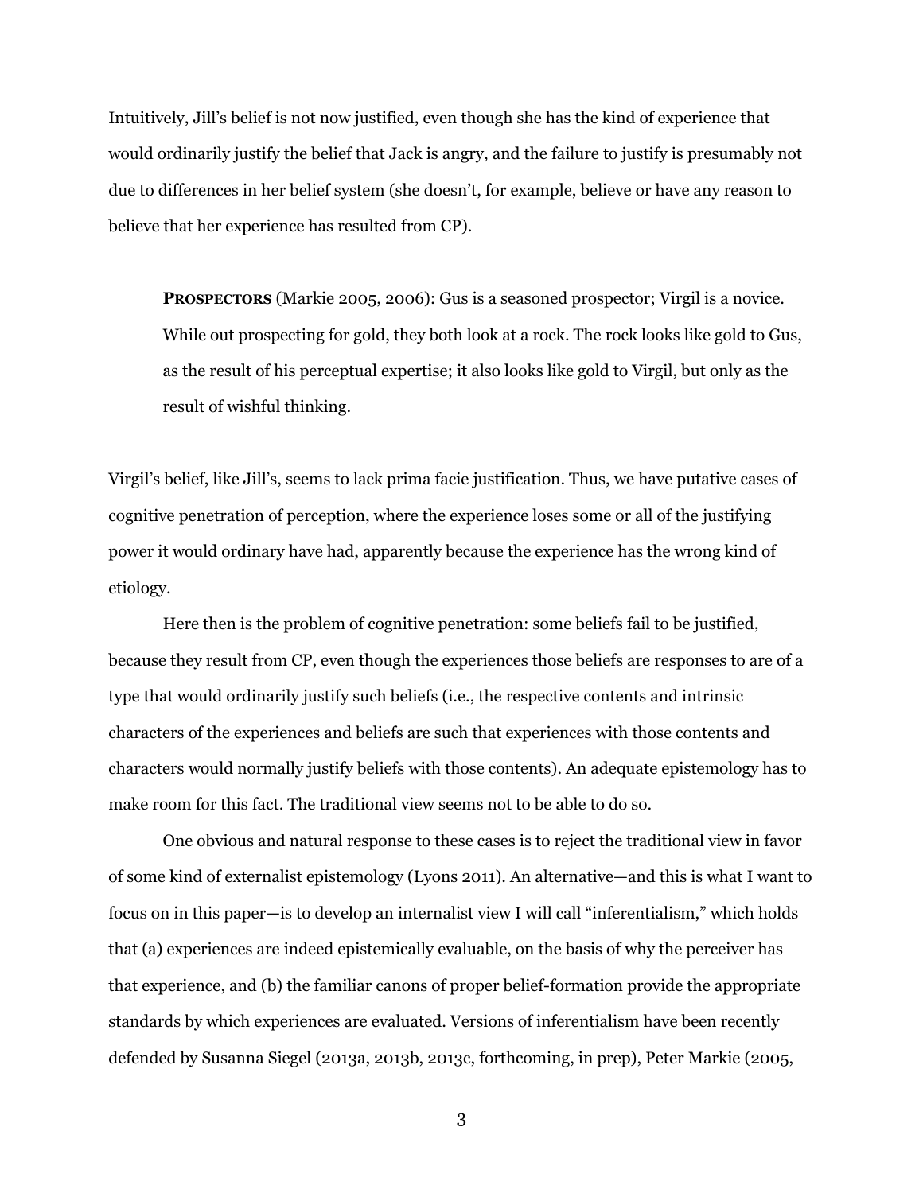Intuitively, Jill's belief is not now justified, even though she has the kind of experience that would ordinarily justify the belief that Jack is angry, and the failure to justify is presumably not due to differences in her belief system (she doesn't, for example, believe or have any reason to believe that her experience has resulted from CP).

> **PROSPECTORS** (Markie 2005, 2006): Gus is a seasoned prospector; Virgil is a novice. While out prospecting for gold, they both look at a rock. The rock looks like gold to Gus, as the result of his perceptual expertise; it also looks like gold to Virgil, but only as the result of wishful thinking.

Virgil's belief, like Jill's, seems to lack prima facie justification. Thus, we have putative cases of cognitive penetration of perception, where the experience loses some or all of the justifying power it would ordinary have had, apparently because the experience has the wrong kind of etiology.

Here then is the problem of cognitive penetration: some beliefs fail to be justified, because they result from CP, even though the experiences those beliefs are responses to are of a type that would ordinarily justify such beliefs (i.e., the respective contents and intrinsic characters of the experiences and beliefs are such that experiences with those contents and characters would normally justify beliefs with those contents). An adequate epistemology has to make room for this fact. The traditional view seems not to be able to do so.

One obvious and natural response to these cases is to reject the traditional view in favor of some kind of externalist epistemology (Lyons 2011). An alternative—and this is what I want to focus on in this paper—is to develop an internalist view I will call "inferentialism," which holds that (a) experiences are indeed epistemically evaluable, on the basis of why the perceiver has that experience, and (b) the familiar canons of proper belief-formation provide the appropriate standards by which experiences are evaluated. Versions of inferentialism have been recently defended by Susanna Siegel (2013a, 2013b, 2013c, forthcoming, in prep), Peter Markie (2005,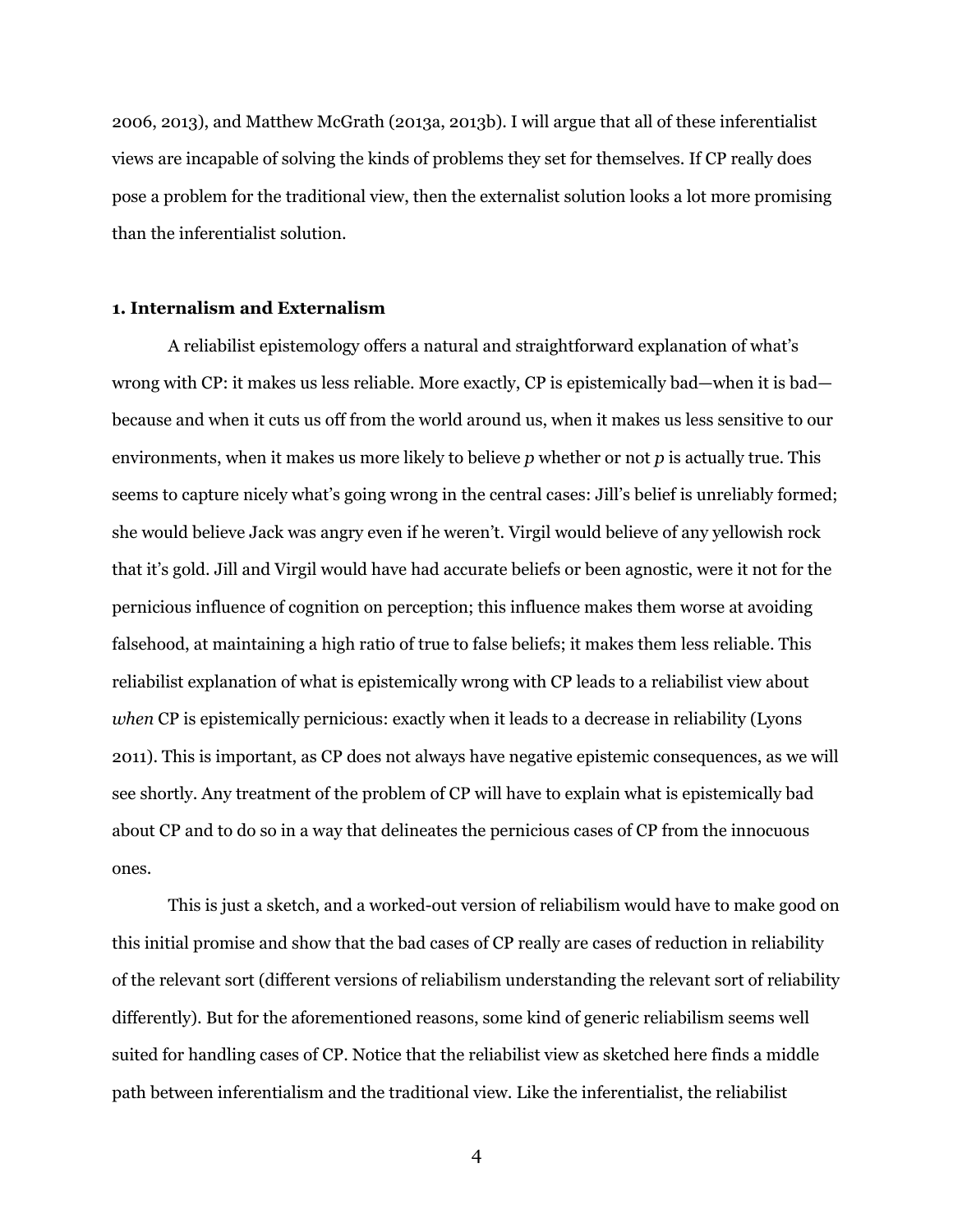2006, 2013), and Matthew McGrath (2013a, 2013b). I will argue that all of these inferentialist views are incapable of solving the kinds of problems they set for themselves. If CP really does pose a problem for the traditional view, then the externalist solution looks a lot more promising than the inferentialist solution.

### 1. Internalism and Externalism

A reliabilist epistemology offers a natural and straightforward explanation of what's wrong with CP: it makes us less reliable. More exactly, CP is epistemically bad—when it is bad—because and when it cuts us off from the world around us, when it makes us less sensitive to our environments, when it makes us more likely to believe *p* whether or not *p* is actually true. This seems to capture nicely what's going wrong in the central cases: Jill's belief is unreliably formed; she would believe Jack was angry even if he weren't. Virgil would believe of any yellowish rock that it's gold. Jill and Virgil would have had accurate beliefs or been agnostic, were it not for the pernicious influence of cognition on perception; this influence makes them worse at avoiding falsehood, at maintaining a high ratio of true to false beliefs; it makes them less reliable. This reliabilist explanation of what is epistemically wrong with CP leads to a reliabilist view about *when* CP is epistemically pernicious: exactly when it leads to a decrease in reliability (Lyons 2011). This is important, as CP does not always have negative epistemic consequences, as we will see shortly. Any treatment of the problem of CP will have to explain what is epistemically bad about CP and to do so in a way that delineates the pernicious cases of CP from the innocuous ones.

This is just a sketch, and a worked-out version of reliabilism would have to make good on this initial promise and show that the bad cases of CP really are cases of reduction in reliability of the relevant sort (different versions of reliabilism understanding the relevant sort of reliability differently). But for the aforementioned reasons, some kind of generic reliabilism seems well suited for handling cases of CP. Notice that the reliabilist view as sketched here finds a middle path between inferentialism and the traditional view. Like the inferentialist, the reliabilist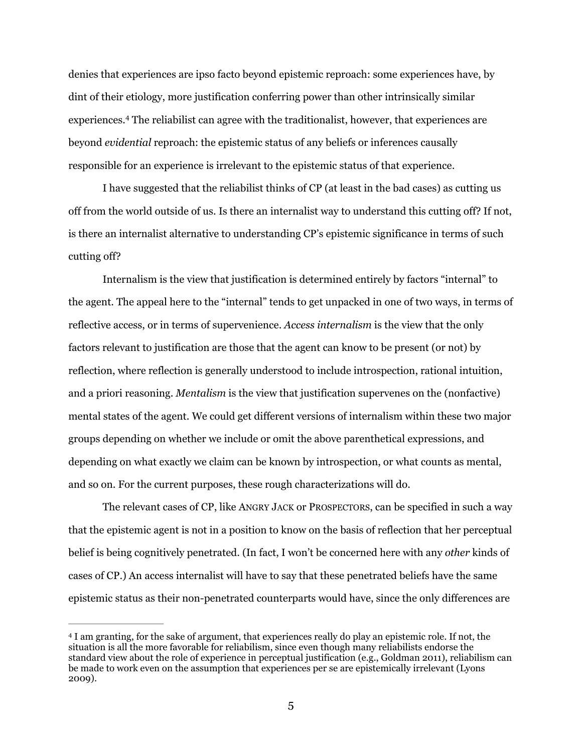denies that experiences are ipso facto beyond epistemic reproach: some experiences have, by dint of their etiology, more justification conferring power than other intrinsically similar experiences.[4] The reliabilist can agree with the traditionalist, however, that experiences are beyond *evidential* reproach: the epistemic status of any beliefs or inferences causally responsible for an experience is irrelevant to the epistemic status of that experience.

I have suggested that the reliabilist thinks of CP (at least in the bad cases) as cutting us off from the world outside of us. Is there an internalist way to understand this cutting off? If not, is there an internalist alternative to understanding CP's epistemic significance in terms of such cutting off?

Internalism is the view that justification is determined entirely by factors "internal" to the agent. The appeal here to the "internal" tends to get unpacked in one of two ways, in terms of reflective access, or in terms of supervenience. *Access internalism* is the view that the only factors relevant to justification are those that the agent can know to be present (or not) by reflection, where reflection is generally understood to include introspection, rational intuition, and a priori reasoning. *Mentalism* is the view that justification supervenes on the (nonfactive) mental states of the agent. We could get different versions of internalism within these two major groups depending on whether we include or omit the above parenthetical expressions, and depending on what exactly we claim can be known by introspection, or what counts as mental, and so on. For the current purposes, these rough characterizations will do.

The relevant cases of CP, like ANGRY JACK or PROSPECTORS, can be specified in such a way that the epistemic agent is not in a position to know on the basis of reflection that her perceptual belief is being cognitively penetrated. (In fact, I won't be concerned here with any *other* kinds of cases of CP.) An access internalist will have to say that these penetrated beliefs have the same epistemic status as their non-penetrated counterparts would have, since the only differences are

[4] I am granting, for the sake of argument, that experiences really do play an epistemic role. If not, the situation is all the more favorable for reliabilism, since even though many reliabilists endorse the standard view about the role of experience in perceptual justification (e.g., Goldman 2011), reliabilism can be made to work even on the assumption that experiences per se are epistemically irrelevant (Lyons 2009).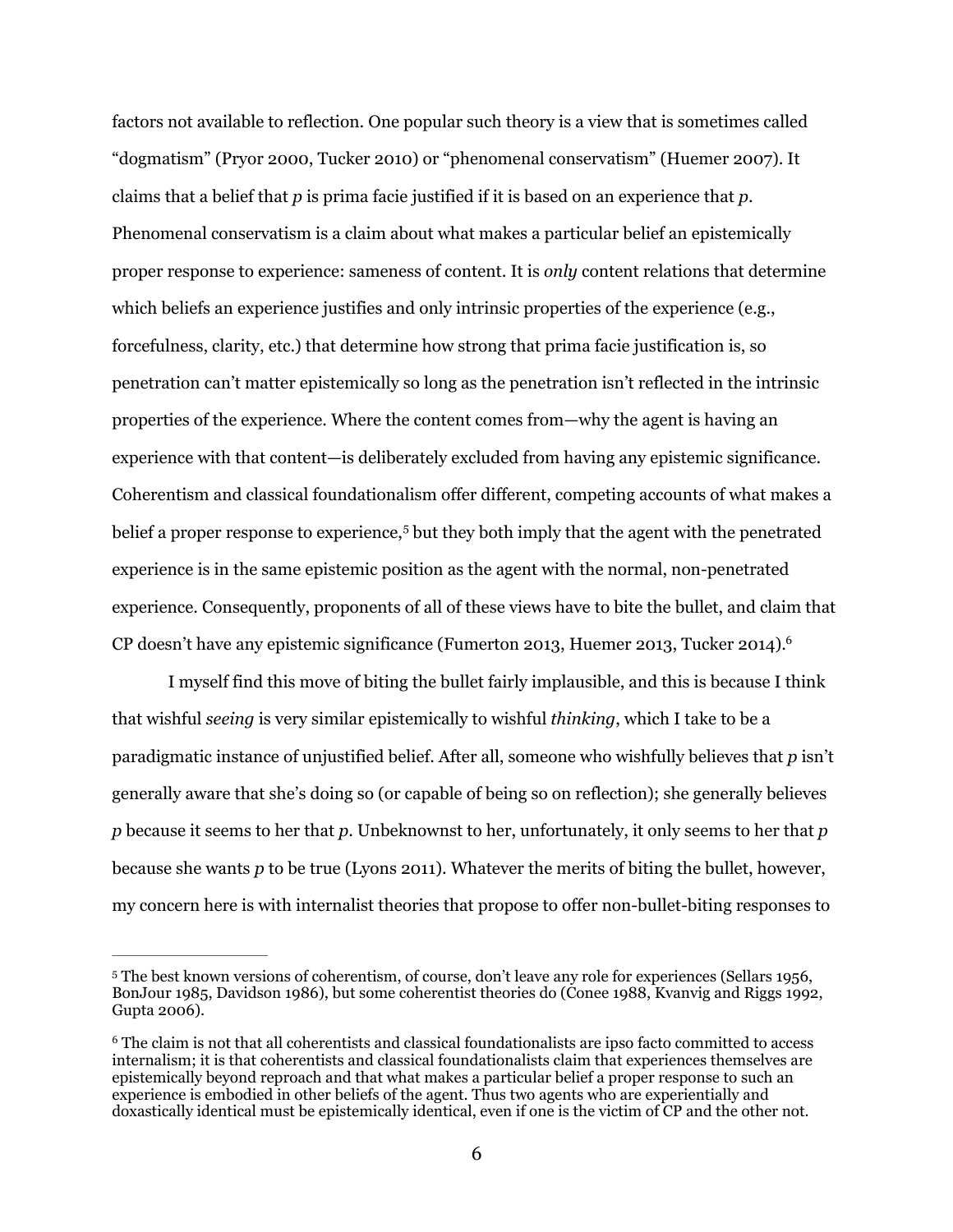factors not available to reflection. One popular such theory is a view that is sometimes called "dogmatism" (Pryor 2000, Tucker 2010) or "phenomenal conservatism" (Huemer 2007). It claims that a belief that *p* is prima facie justified if it is based on an experience that *p*. Phenomenal conservatism is a claim about what makes a particular belief an epistemically proper response to experience: sameness of content. It is *only* content relations that determine which beliefs an experience justifies and only intrinsic properties of the experience (e.g., forcefulness, clarity, etc.) that determine how strong that prima facie justification is, so penetration can't matter epistemically so long as the penetration isn't reflected in the intrinsic properties of the experience. Where the content comes from—why the agent is having an experience with that content—is deliberately excluded from having any epistemic significance. Coherentism and classical foundationalism offer different, competing accounts of what makes a belief a proper response to experience,[5] but they both imply that the agent with the penetrated experience is in the same epistemic position as the agent with the normal, non-penetrated experience. Consequently, proponents of all of these views have to bite the bullet, and claim that CP doesn't have any epistemic significance (Fumerton 2013, Huemer 2013, Tucker 2014).[6]

I myself find this move of biting the bullet fairly implausible, and this is because I think that wishful *seeing* is very similar epistemically to wishful *thinking*, which I take to be a paradigmatic instance of unjustified belief. After all, someone who wishfully believes that *p* isn't generally aware that she's doing so (or capable of being so on reflection); she generally believes *p* because it seems to her that *p*. Unbeknownst to her, unfortunately, it only seems to her that *p* because she wants *p* to be true (Lyons 2011). Whatever the merits of biting the bullet, however, my concern here is with internalist theories that propose to offer non-bullet-biting responses to

---

[5] The best known versions of coherentism, of course, don't leave any role for experiences (Sellars 1956, BonJour 1985, Davidson 1986), but some coherentist theories do (Conee 1988, Kvanvig and Riggs 1992, Gupta 2006).

[6] The claim is not that all coherentists and classical foundationalists are ipso facto committed to access internalism; it is that coherentists and classical foundationalists claim that experiences themselves are epistemically beyond reproach and that what makes a particular belief a proper response to such an experience is embodied in other beliefs of the agent. Thus two agents who are experientially and doxastically identical must be epistemically identical, even if one is the victim of CP and the other not.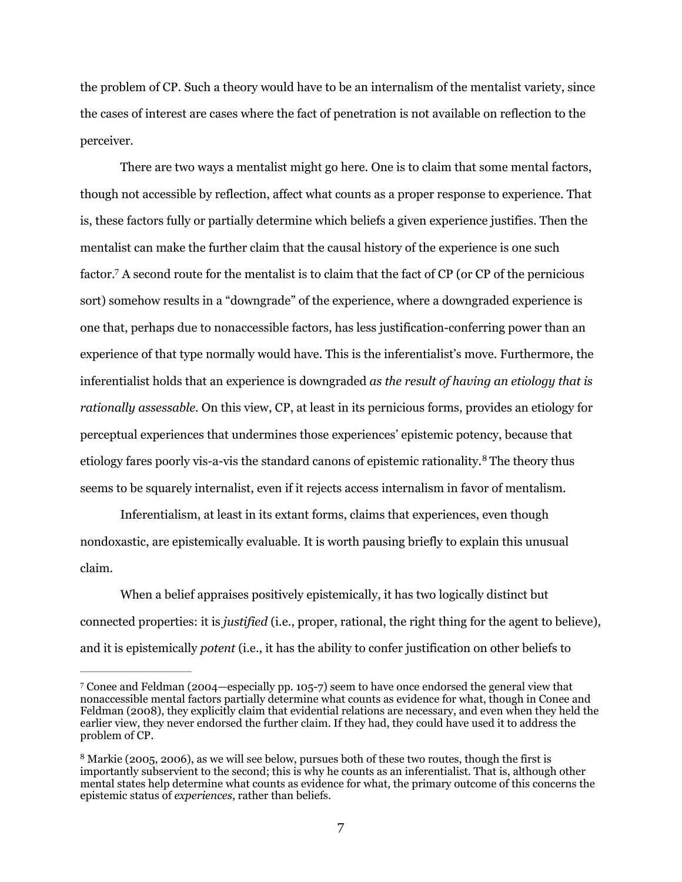the problem of CP. Such a theory would have to be an internalism of the mentalist variety, since the cases of interest are cases where the fact of penetration is not available on reflection to the perceiver.

There are two ways a mentalist might go here. One is to claim that some mental factors, though not accessible by reflection, affect what counts as a proper response to experience. That is, these factors fully or partially determine which beliefs a given experience justifies. Then the mentalist can make the further claim that the causal history of the experience is one such factor.[7] A second route for the mentalist is to claim that the fact of CP (or CP of the pernicious sort) somehow results in a "downgrade" of the experience, where a downgraded experience is one that, perhaps due to nonaccessible factors, has less justification-conferring power than an experience of that type normally would have. This is the inferentialist's move. Furthermore, the inferentialist holds that an experience is downgraded *as the result of having an etiology that is rationally assessable*. On this view, CP, at least in its pernicious forms, provides an etiology for perceptual experiences that undermines those experiences' epistemic potency, because that etiology fares poorly vis-a-vis the standard canons of epistemic rationality.[8] The theory thus seems to be squarely internalist, even if it rejects access internalism in favor of mentalism.

Inferentialism, at least in its extant forms, claims that experiences, even though nondoxastic, are epistemically evaluable. It is worth pausing briefly to explain this unusual claim.

When a belief appraises positively epistemically, it has two logically distinct but connected properties: it is *justified* (i.e., proper, rational, the right thing for the agent to believe), and it is epistemically *potent* (i.e., it has the ability to confer justification on other beliefs to

---

[7] Conee and Feldman (2004—especially pp. 105-7) seem to have once endorsed the general view that nonaccessible mental factors partially determine what counts as evidence for what, though in Conee and Feldman (2008), they explicitly claim that evidential relations are necessary, and even when they held the earlier view, they never endorsed the further claim. If they had, they could have used it to address the problem of CP.

[8] Markie (2005, 2006), as we will see below, pursues both of these two routes, though the first is importantly subservient to the second; this is why he counts as an inferentialist. That is, although other mental states help determine what counts as evidence for what, the primary outcome of this concerns the epistemic status of *experiences*, rather than beliefs.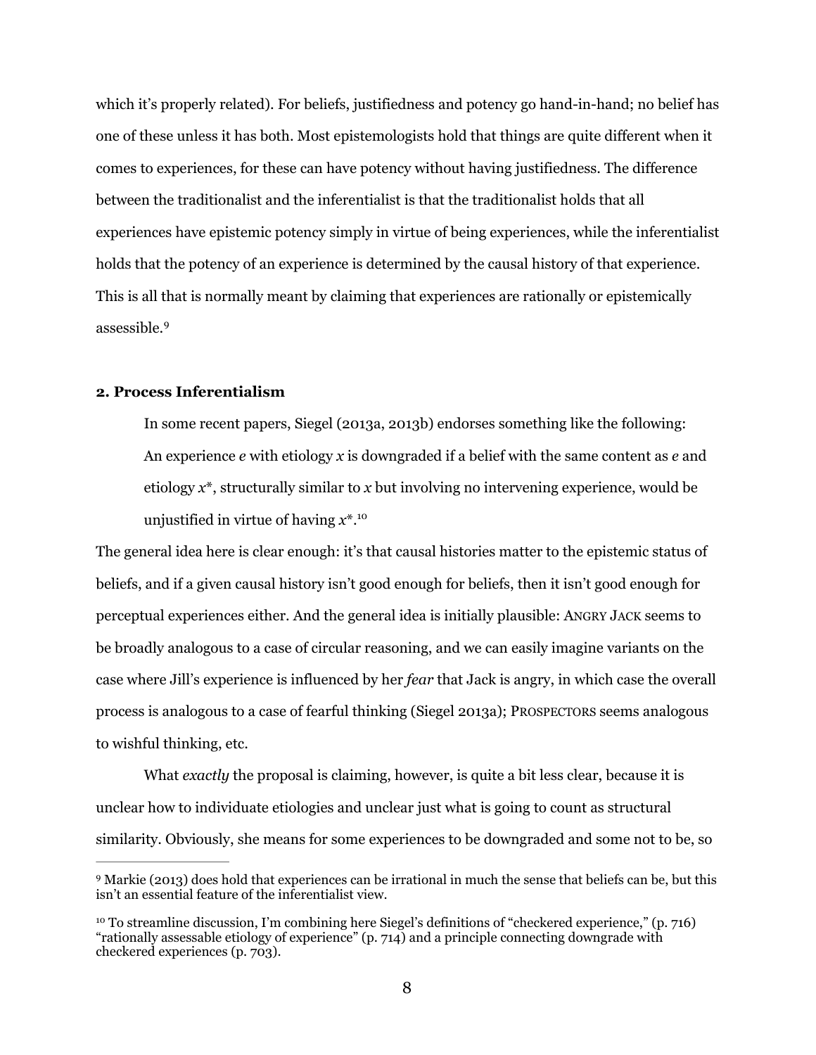which it's properly related). For beliefs, justifiedness and potency go hand-in-hand; no belief has one of these unless it has both. Most epistemologists hold that things are quite different when it comes to experiences, for these can have potency without having justifiedness. The difference between the traditionalist and the inferentialist is that the traditionalist holds that all experiences have epistemic potency simply in virtue of being experiences, while the inferentialist holds that the potency of an experience is determined by the causal history of that experience. This is all that is normally meant by claiming that experiences are rationally or epistemically assessible.[9]

## 2. Process Inferentialism

In some recent papers, Siegel (2013a, 2013b) endorses something like the following:

> An experience *e* with etiology *x* is downgraded if a belief with the same content as *e* and etiology *x*\*, structurally similar to *x* but involving no intervening experience, would be unjustified in virtue of having *x*\*.[10]

The general idea here is clear enough: it's that causal histories matter to the epistemic status of beliefs, and if a given causal history isn't good enough for beliefs, then it isn't good enough for perceptual experiences either. And the general idea is initially plausible: ANGRY JACK seems to be broadly analogous to a case of circular reasoning, and we can easily imagine variants on the case where Jill's experience is influenced by her *fear* that Jack is angry, in which case the overall process is analogous to a case of fearful thinking (Siegel 2013a); PROSPECTORS seems analogous to wishful thinking, etc.

What *exactly* the proposal is claiming, however, is quite a bit less clear, because it is unclear how to individuate etiologies and unclear just what is going to count as structural similarity. Obviously, she means for some experiences to be downgraded and some not to be, so

---

[9] Markie (2013) does hold that experiences can be irrational in much the sense that beliefs can be, but this isn't an essential feature of the inferentialist view.

[10] To streamline discussion, I'm combining here Siegel's definitions of "checkered experience," (p. 716) "rationally assessable etiology of experience" (p. 714) and a principle connecting downgrade with checkered experiences (p. 703).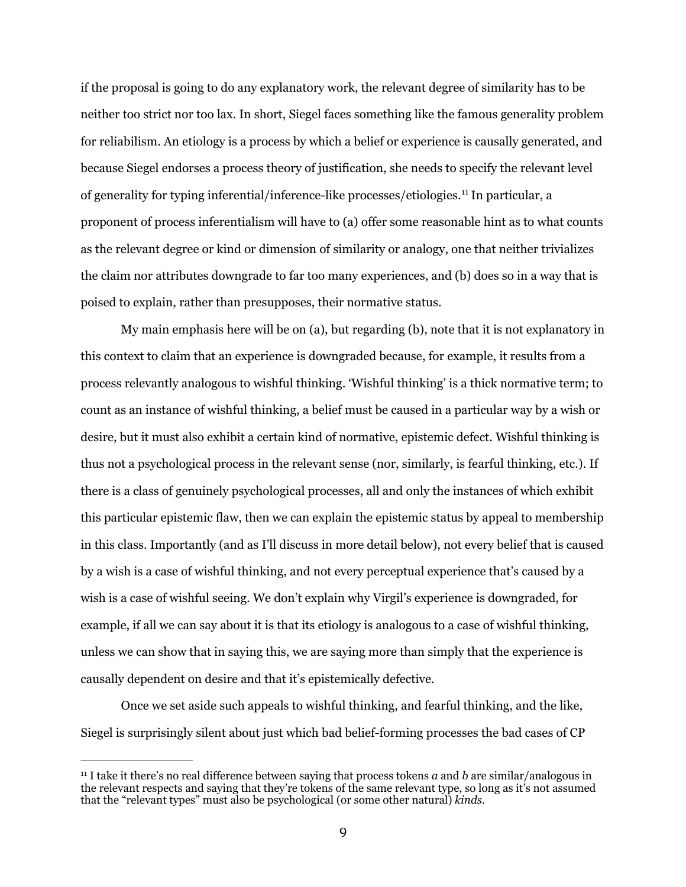if the proposal is going to do any explanatory work, the relevant degree of similarity has to be neither too strict nor too lax. In short, Siegel faces something like the famous generality problem for reliabilism. An etiology is a process by which a belief or experience is causally generated, and because Siegel endorses a process theory of justification, she needs to specify the relevant level of generality for typing inferential/inference-like processes/etiologies.[11] In particular, a proponent of process inferentialism will have to (a) offer some reasonable hint as to what counts as the relevant degree or kind or dimension of similarity or analogy, one that neither trivializes the claim nor attributes downgrade to far too many experiences, and (b) does so in a way that is poised to explain, rather than presupposes, their normative status.

My main emphasis here will be on (a), but regarding (b), note that it is not explanatory in this context to claim that an experience is downgraded because, for example, it results from a process relevantly analogous to wishful thinking. 'Wishful thinking' is a thick normative term; to count as an instance of wishful thinking, a belief must be caused in a particular way by a wish or desire, but it must also exhibit a certain kind of normative, epistemic defect. Wishful thinking is thus not a psychological process in the relevant sense (nor, similarly, is fearful thinking, etc.). If there is a class of genuinely psychological processes, all and only the instances of which exhibit this particular epistemic flaw, then we can explain the epistemic status by appeal to membership in this class. Importantly (and as I'll discuss in more detail below), not every belief that is caused by a wish is a case of wishful thinking, and not every perceptual experience that's caused by a wish is a case of wishful seeing. We don't explain why Virgil's experience is downgraded, for example, if all we can say about it is that its etiology is analogous to a case of wishful thinking, unless we can show that in saying this, we are saying more than simply that the experience is causally dependent on desire and that it's epistemically defective.

Once we set aside such appeals to wishful thinking, and fearful thinking, and the like, Siegel is surprisingly silent about just which bad belief-forming processes the bad cases of CP

---

[11] I take it there's no real difference between saying that process tokens *a* and *b* are similar/analogous in the relevant respects and saying that they're tokens of the same relevant type, so long as it's not assumed that the "relevant types" must also be psychological (or some other natural) *kinds*.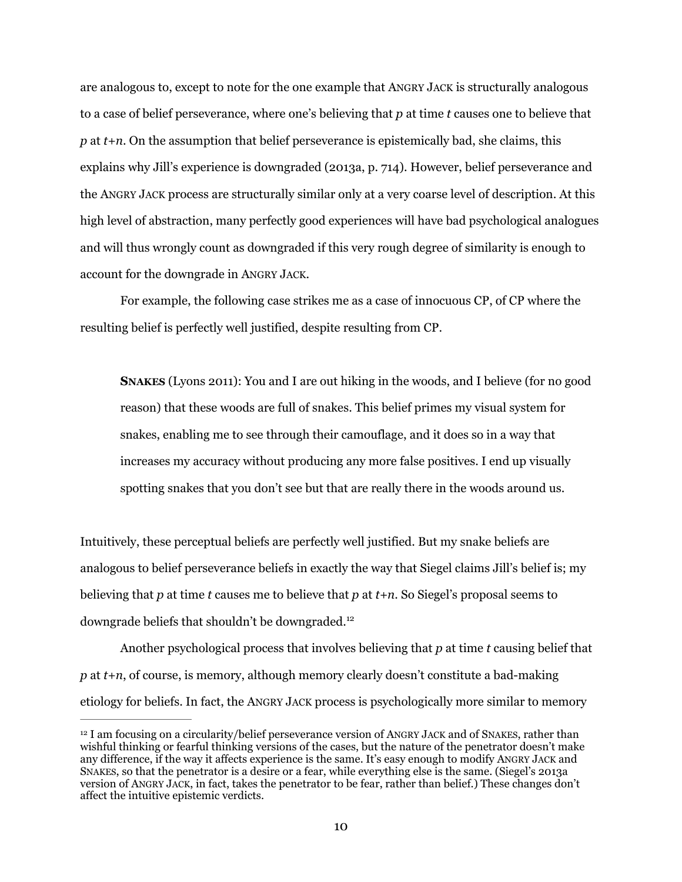are analogous to, except to note for the one example that ANGRY JACK is structurally analogous to a case of belief perseverance, where one's believing that *p* at time *t* causes one to believe that *p* at *t+n*. On the assumption that belief perseverance is epistemically bad, she claims, this explains why Jill's experience is downgraded (2013a, p. 714). However, belief perseverance and the ANGRY JACK process are structurally similar only at a very coarse level of description. At this high level of abstraction, many perfectly good experiences will have bad psychological analogues and will thus wrongly count as downgraded if this very rough degree of similarity is enough to account for the downgrade in ANGRY JACK.

For example, the following case strikes me as a case of innocuous CP, of CP where the resulting belief is perfectly well justified, despite resulting from CP.

> **SNAKES** (Lyons 2011): You and I are out hiking in the woods, and I believe (for no good reason) that these woods are full of snakes. This belief primes my visual system for snakes, enabling me to see through their camouflage, and it does so in a way that increases my accuracy without producing any more false positives. I end up visually spotting snakes that you don't see but that are really there in the woods around us.

Intuitively, these perceptual beliefs are perfectly well justified. But my snake beliefs are analogous to belief perseverance beliefs in exactly the way that Siegel claims Jill's belief is; my believing that *p* at time *t* causes me to believe that *p* at *t+n*. So Siegel's proposal seems to downgrade beliefs that shouldn't be downgraded.[12]

Another psychological process that involves believing that *p* at time *t* causing belief that *p* at *t+n*, of course, is memory, although memory clearly doesn't constitute a bad-making etiology for beliefs. In fact, the ANGRY JACK process is psychologically more similar to memory

---

[12] I am focusing on a circularity/belief perseverance version of ANGRY JACK and of SNAKES, rather than wishful thinking or fearful thinking versions of the cases, but the nature of the penetrator doesn't make any difference, if the way it affects experience is the same. It's easy enough to modify ANGRY JACK and SNAKES, so that the penetrator is a desire or a fear, while everything else is the same. (Siegel's 2013a version of ANGRY JACK, in fact, takes the penetrator to be fear, rather than belief.) These changes don't affect the intuitive epistemic verdicts.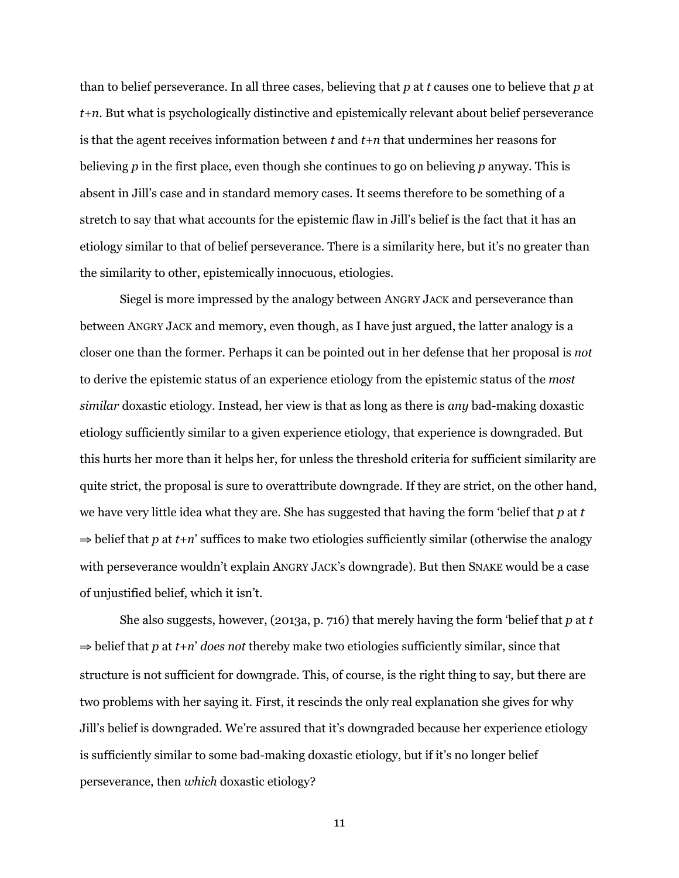than to belief perseverance. In all three cases, believing that *p* at *t* causes one to believe that *p* at *t+n*. But what is psychologically distinctive and epistemically relevant about belief perseverance is that the agent receives information between *t* and *t+n* that undermines her reasons for believing *p* in the first place, even though she continues to go on believing *p* anyway. This is absent in Jill's case and in standard memory cases. It seems therefore to be something of a stretch to say that what accounts for the epistemic flaw in Jill's belief is the fact that it has an etiology similar to that of belief perseverance. There is a similarity here, but it's no greater than the similarity to other, epistemically innocuous, etiologies.

Siegel is more impressed by the analogy between ANGRY JACK and perseverance than between ANGRY JACK and memory, even though, as I have just argued, the latter analogy is a closer one than the former. Perhaps it can be pointed out in her defense that her proposal is *not* to derive the epistemic status of an experience etiology from the epistemic status of the *most similar* doxastic etiology. Instead, her view is that as long as there is *any* bad-making doxastic etiology sufficiently similar to a given experience etiology, that experience is downgraded. But this hurts her more than it helps her, for unless the threshold criteria for sufficient similarity are quite strict, the proposal is sure to overattribute downgrade. If they are strict, on the other hand, we have very little idea what they are. She has suggested that having the form 'belief that *p* at *t* $\Rightarrow$ belief that *p* at *t+n*' suffices to make two etiologies sufficiently similar (otherwise the analogy with perseverance wouldn't explain ANGRY JACK's downgrade). But then SNAKE would be a case of unjustified belief, which it isn't.

She also suggests, however, (2013a, p. 716) that merely having the form 'belief that *p* at *t* $\Rightarrow$ belief that *p* at *t+n*' *does not* thereby make two etiologies sufficiently similar, since that structure is not sufficient for downgrade. This, of course, is the right thing to say, but there are two problems with her saying it. First, it rescinds the only real explanation she gives for why Jill's belief is downgraded. We're assured that it's downgraded because her experience etiology is sufficiently similar to some bad-making doxastic etiology, but if it's no longer belief perseverance, then *which* doxastic etiology?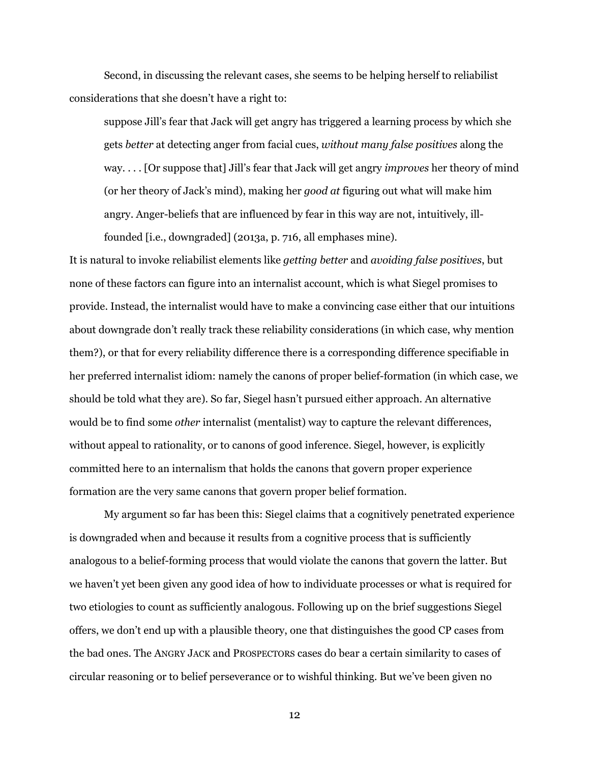Second, in discussing the relevant cases, she seems to be helping herself to reliabilist considerations that she doesn't have a right to:

> suppose Jill's fear that Jack will get angry has triggered a learning process by which she gets *better* at detecting anger from facial cues, *without many false positives* along the way. . . . [Or suppose that] Jill's fear that Jack will get angry *improves* her theory of mind (or her theory of Jack's mind), making her *good at* figuring out what will make him angry. Anger-beliefs that are influenced by fear in this way are not, intuitively, ill-founded [i.e., downgraded] (2013a, p. 716, all emphases mine).

It is natural to invoke reliabilist elements like *getting better* and *avoiding false positives*, but none of these factors can figure into an internalist account, which is what Siegel promises to provide. Instead, the internalist would have to make a convincing case either that our intuitions about downgrade don't really track these reliability considerations (in which case, why mention them?), or that for every reliability difference there is a corresponding difference specifiable in her preferred internalist idiom: namely the canons of proper belief-formation (in which case, we should be told what they are). So far, Siegel hasn't pursued either approach. An alternative would be to find some *other* internalist (mentalist) way to capture the relevant differences, without appeal to rationality, or to canons of good inference. Siegel, however, is explicitly committed here to an internalism that holds the canons that govern proper experience formation are the very same canons that govern proper belief formation.

My argument so far has been this: Siegel claims that a cognitively penetrated experience is downgraded when and because it results from a cognitive process that is sufficiently analogous to a belief-forming process that would violate the canons that govern the latter. But we haven't yet been given any good idea of how to individuate processes or what is required for two etiologies to count as sufficiently analogous. Following up on the brief suggestions Siegel offers, we don't end up with a plausible theory, one that distinguishes the good CP cases from the bad ones. The ANGRY JACK and PROSPECTORS cases do bear a certain similarity to cases of circular reasoning or to belief perseverance or to wishful thinking. But we've been given no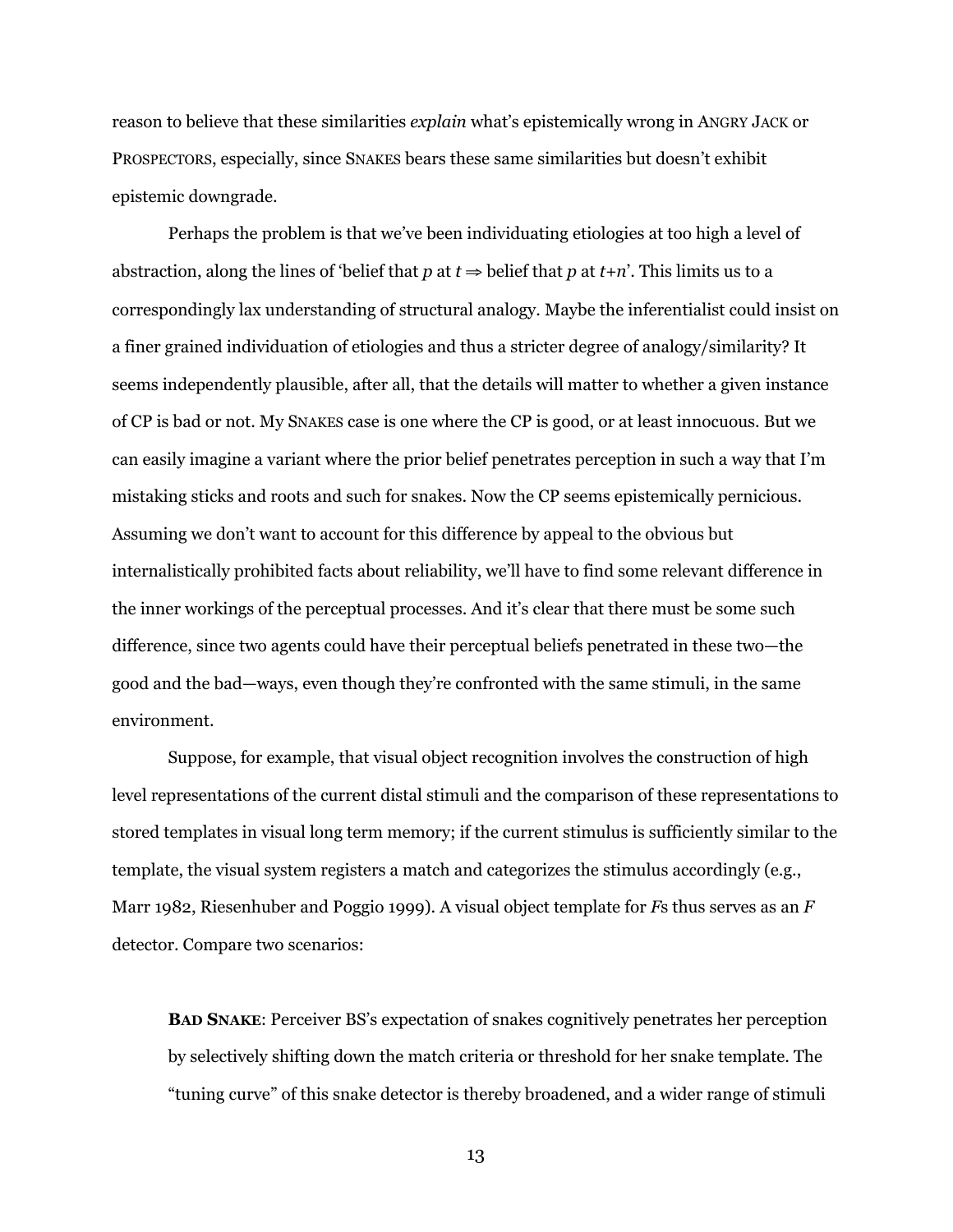reason to believe that these similarities *explain* what's epistemically wrong in ANGRY JACK or PROSPECTORS, especially, since SNAKES bears these same similarities but doesn't exhibit epistemic downgrade.

Perhaps the problem is that we've been individuating etiologies at too high a level of abstraction, along the lines of 'belief that *p* at $t \Rightarrow$ belief that *p* at $t$+$n$'. This limits us to a correspondingly lax understanding of structural analogy. Maybe the inferentialist could insist on a finer grained individuation of etiologies and thus a stricter degree of analogy/similarity? It seems independently plausible, after all, that the details will matter to whether a given instance of CP is bad or not. My SNAKES case is one where the CP is good, or at least innocuous. But we can easily imagine a variant where the prior belief penetrates perception in such a way that I'm mistaking sticks and roots and such for snakes. Now the CP seems epistemically pernicious. Assuming we don't want to account for this difference by appeal to the obvious but internalistically prohibited facts about reliability, we'll have to find some relevant difference in the inner workings of the perceptual processes. And it's clear that there must be some such difference, since two agents could have their perceptual beliefs penetrated in these two—the good and the bad—ways, even though they're confronted with the same stimuli, in the same environment.

Suppose, for example, that visual object recognition involves the construction of high level representations of the current distal stimuli and the comparison of these representations to stored templates in visual long term memory; if the current stimulus is sufficiently similar to the template, the visual system registers a match and categorizes the stimulus accordingly (e.g., Marr 1982, Riesenhuber and Poggio 1999). A visual object template for *F*s thus serves as an *F* detector. Compare two scenarios:

> **BAD SNAKE**: Perceiver BS's expectation of snakes cognitively penetrates her perception by selectively shifting down the match criteria or threshold for her snake template. The "tuning curve" of this snake detector is thereby broadened, and a wider range of stimuli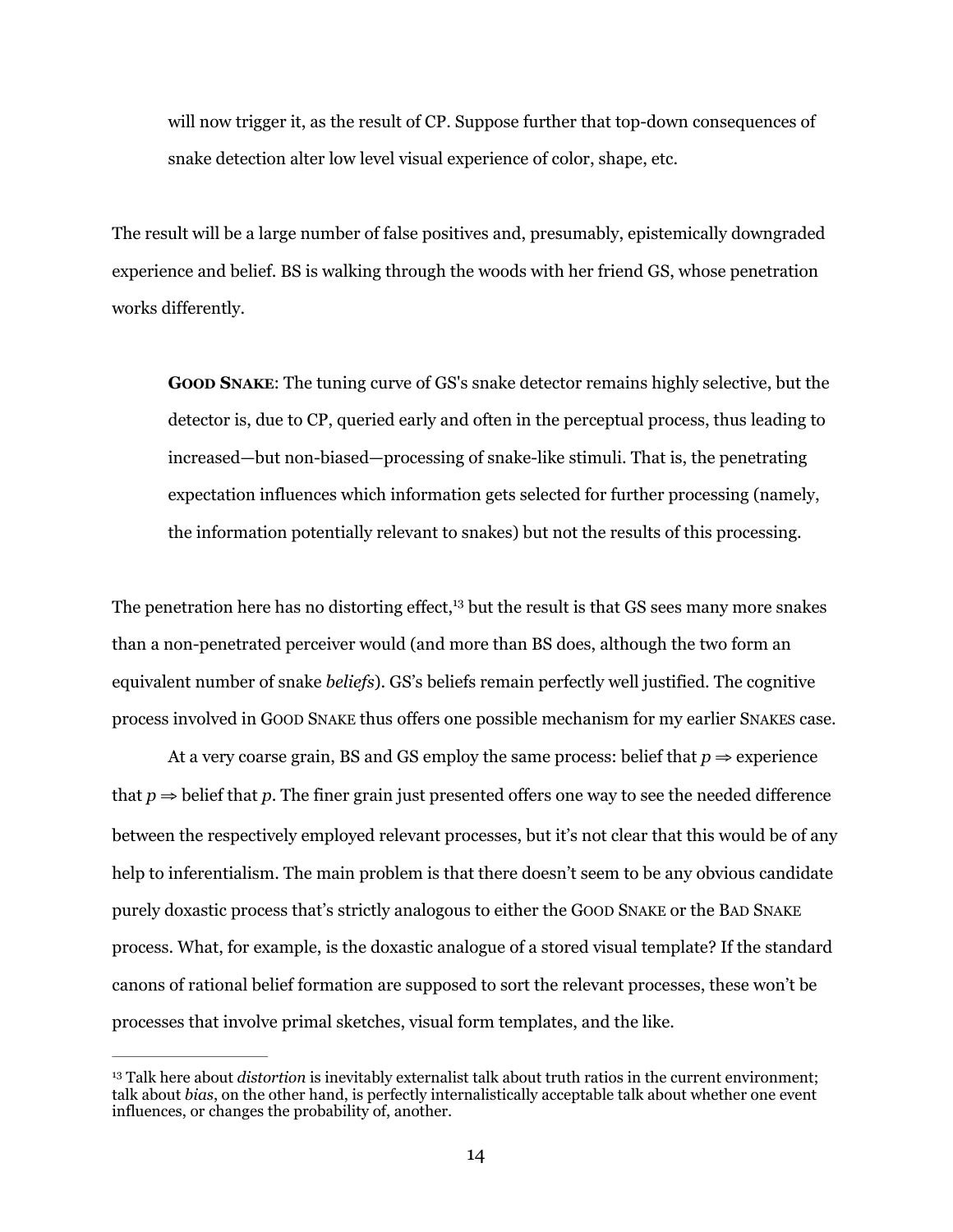> will now trigger it, as the result of CP. Suppose further that top-down consequences of snake detection alter low level visual experience of color, shape, etc.

The result will be a large number of false positives and, presumably, epistemically downgraded experience and belief. BS is walking through the woods with her friend GS, whose penetration works differently.

> **GOOD SNAKE**: The tuning curve of GS's snake detector remains highly selective, but the detector is, due to CP, queried early and often in the perceptual process, thus leading to increased—but non-biased—processing of snake-like stimuli. That is, the penetrating expectation influences which information gets selected for further processing (namely, the information potentially relevant to snakes) but not the results of this processing.

The penetration here has no distorting effect,[13] but the result is that GS sees many more snakes than a non-penetrated perceiver would (and more than BS does, although the two form an equivalent number of snake *beliefs*). GS's beliefs remain perfectly well justified. The cognitive process involved in GOOD SNAKE thus offers one possible mechanism for my earlier SNAKES case.

At a very coarse grain, BS and GS employ the same process: belief that *p* ⇒ experience that *p* ⇒ belief that *p*. The finer grain just presented offers one way to see the needed difference between the respectively employed relevant processes, but it's not clear that this would be of any help to inferentialism. The main problem is that there doesn't seem to be any obvious candidate purely doxastic process that's strictly analogous to either the GOOD SNAKE or the BAD SNAKE process. What, for example, is the doxastic analogue of a stored visual template? If the standard canons of rational belief formation are supposed to sort the relevant processes, these won't be processes that involve primal sketches, visual form templates, and the like.

---

[13] Talk here about *distortion* is inevitably externalist talk about truth ratios in the current environment; talk about *bias*, on the other hand, is perfectly internalistically acceptable talk about whether one event influences, or changes the probability of, another.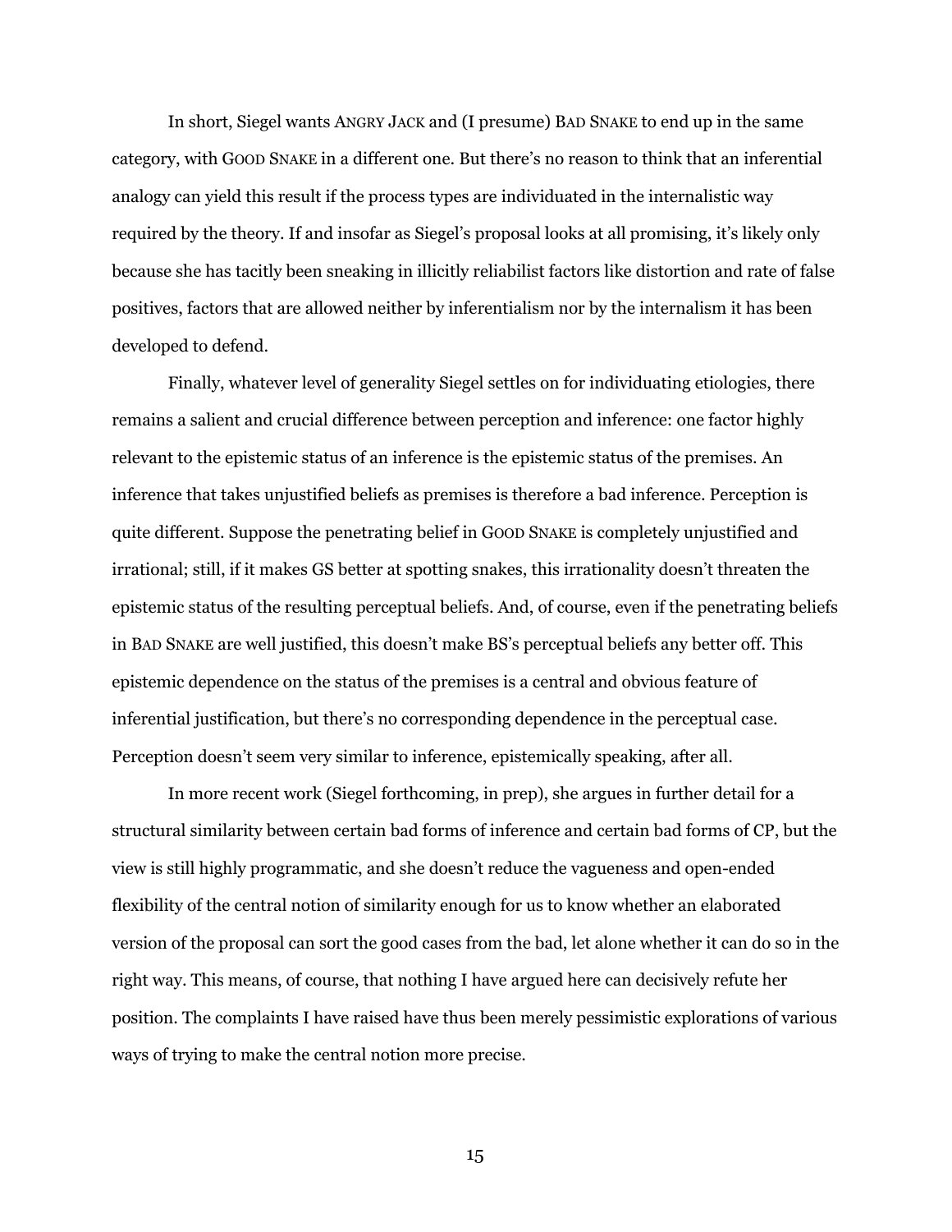In short, Siegel wants ANGRY JACK and (I presume) BAD SNAKE to end up in the same category, with GOOD SNAKE in a different one. But there's no reason to think that an inferential analogy can yield this result if the process types are individuated in the internalistic way required by the theory. If and insofar as Siegel's proposal looks at all promising, it's likely only because she has tacitly been sneaking in illicitly reliabilist factors like distortion and rate of false positives, factors that are allowed neither by inferentialism nor by the internalism it has been developed to defend.

Finally, whatever level of generality Siegel settles on for individuating etiologies, there remains a salient and crucial difference between perception and inference: one factor highly relevant to the epistemic status of an inference is the epistemic status of the premises. An inference that takes unjustified beliefs as premises is therefore a bad inference. Perception is quite different. Suppose the penetrating belief in GOOD SNAKE is completely unjustified and irrational; still, if it makes GS better at spotting snakes, this irrationality doesn't threaten the epistemic status of the resulting perceptual beliefs. And, of course, even if the penetrating beliefs in BAD SNAKE are well justified, this doesn't make BS's perceptual beliefs any better off. This epistemic dependence on the status of the premises is a central and obvious feature of inferential justification, but there's no corresponding dependence in the perceptual case. Perception doesn't seem very similar to inference, epistemically speaking, after all.

In more recent work (Siegel forthcoming, in prep), she argues in further detail for a structural similarity between certain bad forms of inference and certain bad forms of CP, but the view is still highly programmatic, and she doesn't reduce the vagueness and open-ended flexibility of the central notion of similarity enough for us to know whether an elaborated version of the proposal can sort the good cases from the bad, let alone whether it can do so in the right way. This means, of course, that nothing I have argued here can decisively refute her position. The complaints I have raised have thus been merely pessimistic explorations of various ways of trying to make the central notion more precise.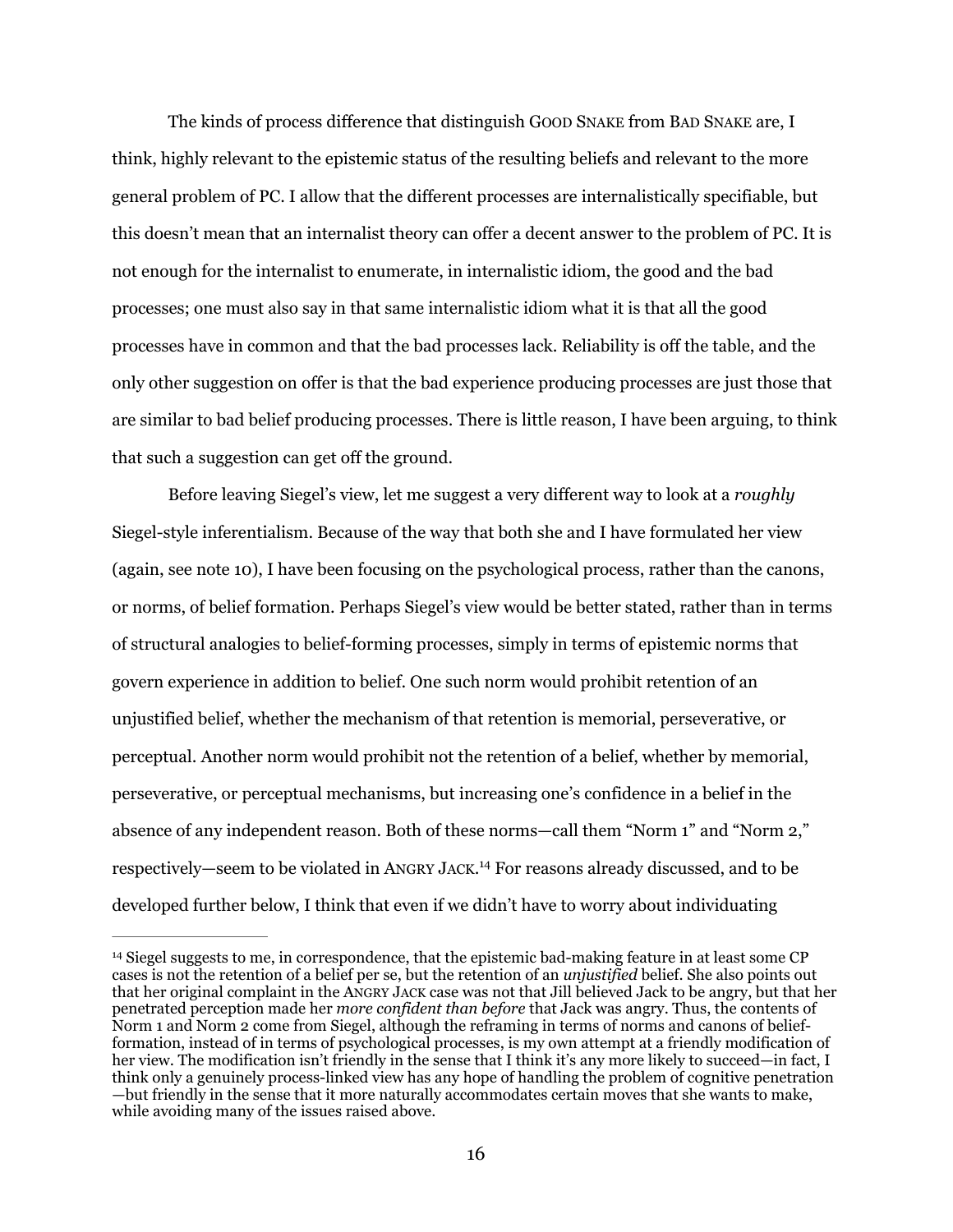The kinds of process difference that distinguish GOOD SNAKE from BAD SNAKE are, I think, highly relevant to the epistemic status of the resulting beliefs and relevant to the more general problem of PC. I allow that the different processes are internalistically specifiable, but this doesn't mean that an internalist theory can offer a decent answer to the problem of PC. It is not enough for the internalist to enumerate, in internalistic idiom, the good and the bad processes; one must also say in that same internalistic idiom what it is that all the good processes have in common and that the bad processes lack. Reliability is off the table, and the only other suggestion on offer is that the bad experience producing processes are just those that are similar to bad belief producing processes. There is little reason, I have been arguing, to think that such a suggestion can get off the ground.

Before leaving Siegel's view, let me suggest a very different way to look at a *roughly* Siegel-style inferentialism. Because of the way that both she and I have formulated her view (again, see note 10), I have been focusing on the psychological process, rather than the canons, or norms, of belief formation. Perhaps Siegel's view would be better stated, rather than in terms of structural analogies to belief-forming processes, simply in terms of epistemic norms that govern experience in addition to belief. One such norm would prohibit retention of an unjustified belief, whether the mechanism of that retention is memorial, perseverative, or perceptual. Another norm would prohibit not the retention of a belief, whether by memorial, perseverative, or perceptual mechanisms, but increasing one's confidence in a belief in the absence of any independent reason. Both of these norms—call them "Norm 1" and "Norm 2," respectively—seem to be violated in ANGRY JACK.[14] For reasons already discussed, and to be developed further below, I think that even if we didn't have to worry about individuating

---

[14] Siegel suggests to me, in correspondence, that the epistemic bad-making feature in at least some CP cases is not the retention of a belief per se, but the retention of an *unjustified* belief. She also points out that her original complaint in the ANGRY JACK case was not that Jill believed Jack to be angry, but that her penetrated perception made her *more confident than before* that Jack was angry. Thus, the contents of Norm 1 and Norm 2 come from Siegel, although the reframing in terms of norms and canons of belief-formation, instead of in terms of psychological processes, is my own attempt at a friendly modification of her view. The modification isn't friendly in the sense that I think it's any more likely to succeed—in fact, I think only a genuinely process-linked view has any hope of handling the problem of cognitive penetration —but friendly in the sense that it more naturally accommodates certain moves that she wants to make, while avoiding many of the issues raised above.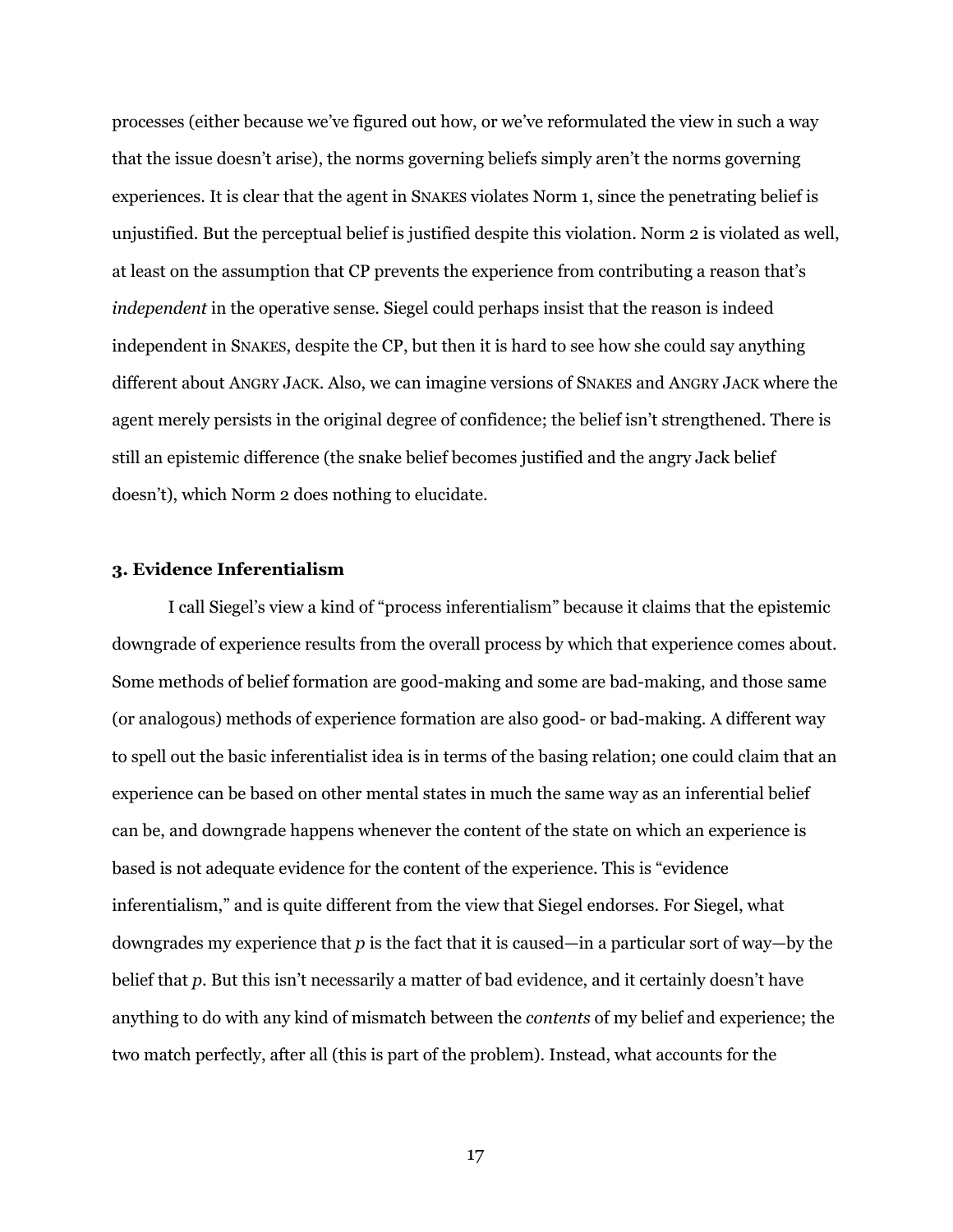processes (either because we've figured out how, or we've reformulated the view in such a way that the issue doesn't arise), the norms governing beliefs simply aren't the norms governing experiences. It is clear that the agent in SNAKES violates Norm 1, since the penetrating belief is unjustified. But the perceptual belief is justified despite this violation. Norm 2 is violated as well, at least on the assumption that CP prevents the experience from contributing a reason that's *independent* in the operative sense. Siegel could perhaps insist that the reason is indeed independent in SNAKES, despite the CP, but then it is hard to see how she could say anything different about ANGRY JACK. Also, we can imagine versions of SNAKES and ANGRY JACK where the agent merely persists in the original degree of confidence; the belief isn't strengthened. There is still an epistemic difference (the snake belief becomes justified and the angry Jack belief doesn't), which Norm 2 does nothing to elucidate.

### 3. Evidence Inferentialism

I call Siegel's view a kind of "process inferentialism" because it claims that the epistemic downgrade of experience results from the overall process by which that experience comes about. Some methods of belief formation are good-making and some are bad-making, and those same (or analogous) methods of experience formation are also good- or bad-making. A different way to spell out the basic inferentialist idea is in terms of the basing relation; one could claim that an experience can be based on other mental states in much the same way as an inferential belief can be, and downgrade happens whenever the content of the state on which an experience is based is not adequate evidence for the content of the experience. This is "evidence inferentialism," and is quite different from the view that Siegel endorses. For Siegel, what downgrades my experience that *p* is the fact that it is caused—in a particular sort of way—by the belief that *p*. But this isn't necessarily a matter of bad evidence, and it certainly doesn't have anything to do with any kind of mismatch between the *contents* of my belief and experience; the two match perfectly, after all (this is part of the problem). Instead, what accounts for the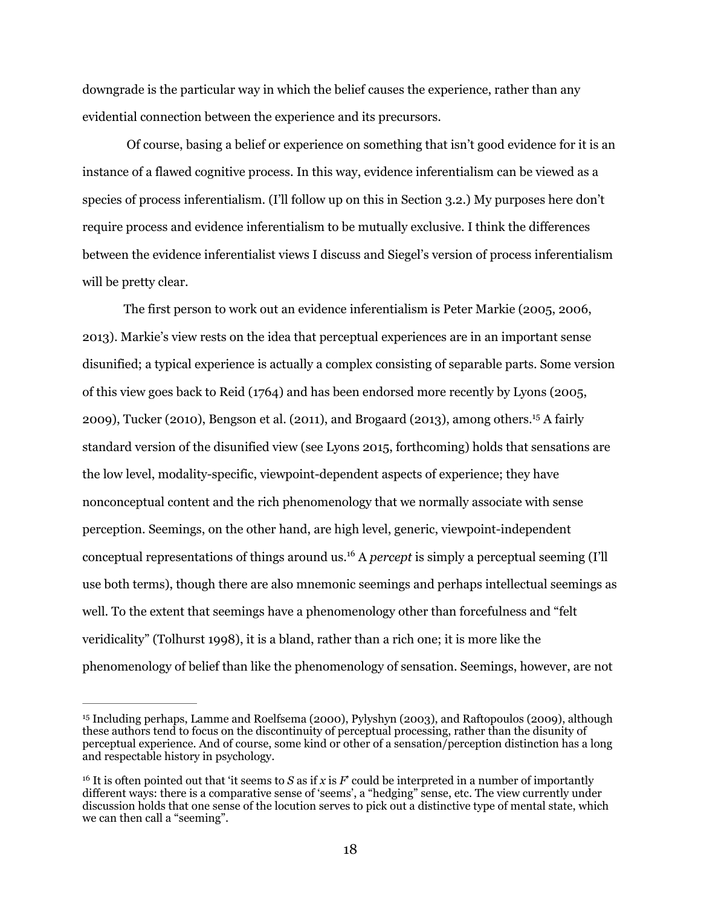downgrade is the particular way in which the belief causes the experience, rather than any evidential connection between the experience and its precursors.

Of course, basing a belief or experience on something that isn't good evidence for it is an instance of a flawed cognitive process. In this way, evidence inferentialism can be viewed as a species of process inferentialism. (I'll follow up on this in Section 3.2.) My purposes here don't require process and evidence inferentialism to be mutually exclusive. I think the differences between the evidence inferentialist views I discuss and Siegel's version of process inferentialism will be pretty clear.

The first person to work out an evidence inferentialism is Peter Markie (2005, 2006, 2013). Markie's view rests on the idea that perceptual experiences are in an important sense disunified; a typical experience is actually a complex consisting of separable parts. Some version of this view goes back to Reid (1764) and has been endorsed more recently by Lyons (2005, 2009), Tucker (2010), Bengson et al. (2011), and Brogaard (2013), among others.[15] A fairly standard version of the disunified view (see Lyons 2015, forthcoming) holds that sensations are the low level, modality-specific, viewpoint-dependent aspects of experience; they have nonconceptual content and the rich phenomenology that we normally associate with sense perception. Seemings, on the other hand, are high level, generic, viewpoint-independent conceptual representations of things around us.[16] A *percept* is simply a perceptual seeming (I'll use both terms), though there are also mnemonic seemings and perhaps intellectual seemings as well. To the extent that seemings have a phenomenology other than forcefulness and "felt veridicality" (Tolhurst 1998), it is a bland, rather than a rich one; it is more like the phenomenology of belief than like the phenomenology of sensation. Seemings, however, are not

---

[15] Including perhaps, Lamme and Roelfsema (2000), Pylyshyn (2003), and Raftopoulos (2009), although these authors tend to focus on the discontinuity of perceptual processing, rather than the disunity of perceptual experience. And of course, some kind or other of a sensation/perception distinction has a long and respectable history in psychology.

[16] It is often pointed out that 'it seems to *S* as if *x* is *F*' could be interpreted in a number of importantly different ways: there is a comparative sense of 'seems', a "hedging" sense, etc. The view currently under discussion holds that one sense of the locution serves to pick out a distinctive type of mental state, which we can then call a "seeming".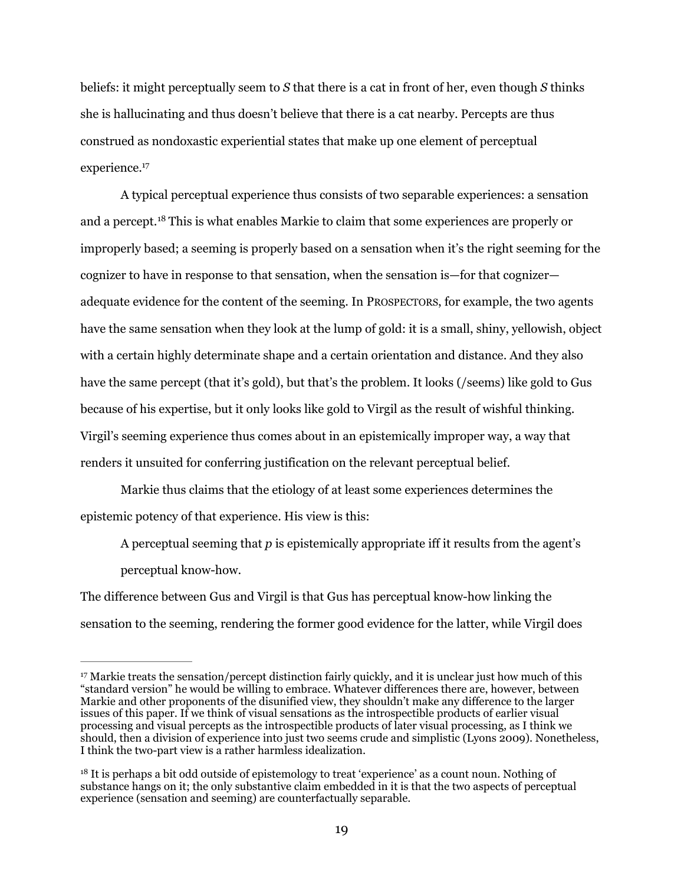beliefs: it might perceptually seem to *S* that there is a cat in front of her, even though *S* thinks she is hallucinating and thus doesn't believe that there is a cat nearby. Percepts are thus construed as nondoxastic experiential states that make up one element of perceptual experience.[17]

A typical perceptual experience thus consists of two separable experiences: a sensation and a percept.[18] This is what enables Markie to claim that some experiences are properly or improperly based; a seeming is properly based on a sensation when it's the right seeming for the cognizer to have in response to that sensation, when the sensation is—for that cognizer—adequate evidence for the content of the seeming. In PROSPECTORS, for example, the two agents have the same sensation when they look at the lump of gold: it is a small, shiny, yellowish, object with a certain highly determinate shape and a certain orientation and distance. And they also have the same percept (that it's gold), but that's the problem. It looks (/seems) like gold to Gus because of his expertise, but it only looks like gold to Virgil as the result of wishful thinking. Virgil's seeming experience thus comes about in an epistemically improper way, a way that renders it unsuited for conferring justification on the relevant perceptual belief.

Markie thus claims that the etiology of at least some experiences determines the epistemic potency of that experience. His view is this:

> A perceptual seeming that *p* is epistemically appropriate iff it results from the agent's perceptual know-how.

The difference between Gus and Virgil is that Gus has perceptual know-how linking the sensation to the seeming, rendering the former good evidence for the latter, while Virgil does

---

[17] Markie treats the sensation/percept distinction fairly quickly, and it is unclear just how much of this "standard version" he would be willing to embrace. Whatever differences there are, however, between Markie and other proponents of the disunified view, they shouldn't make any difference to the larger issues of this paper. If we think of visual sensations as the introspectible products of earlier visual processing and visual percepts as the introspectible products of later visual processing, as I think we should, then a division of experience into just two seems crude and simplistic (Lyons 2009). Nonetheless, I think the two-part view is a rather harmless idealization.

[18] It is perhaps a bit odd outside of epistemology to treat 'experience' as a count noun. Nothing of substance hangs on it; the only substantive claim embedded in it is that the two aspects of perceptual experience (sensation and seeming) are counterfactually separable.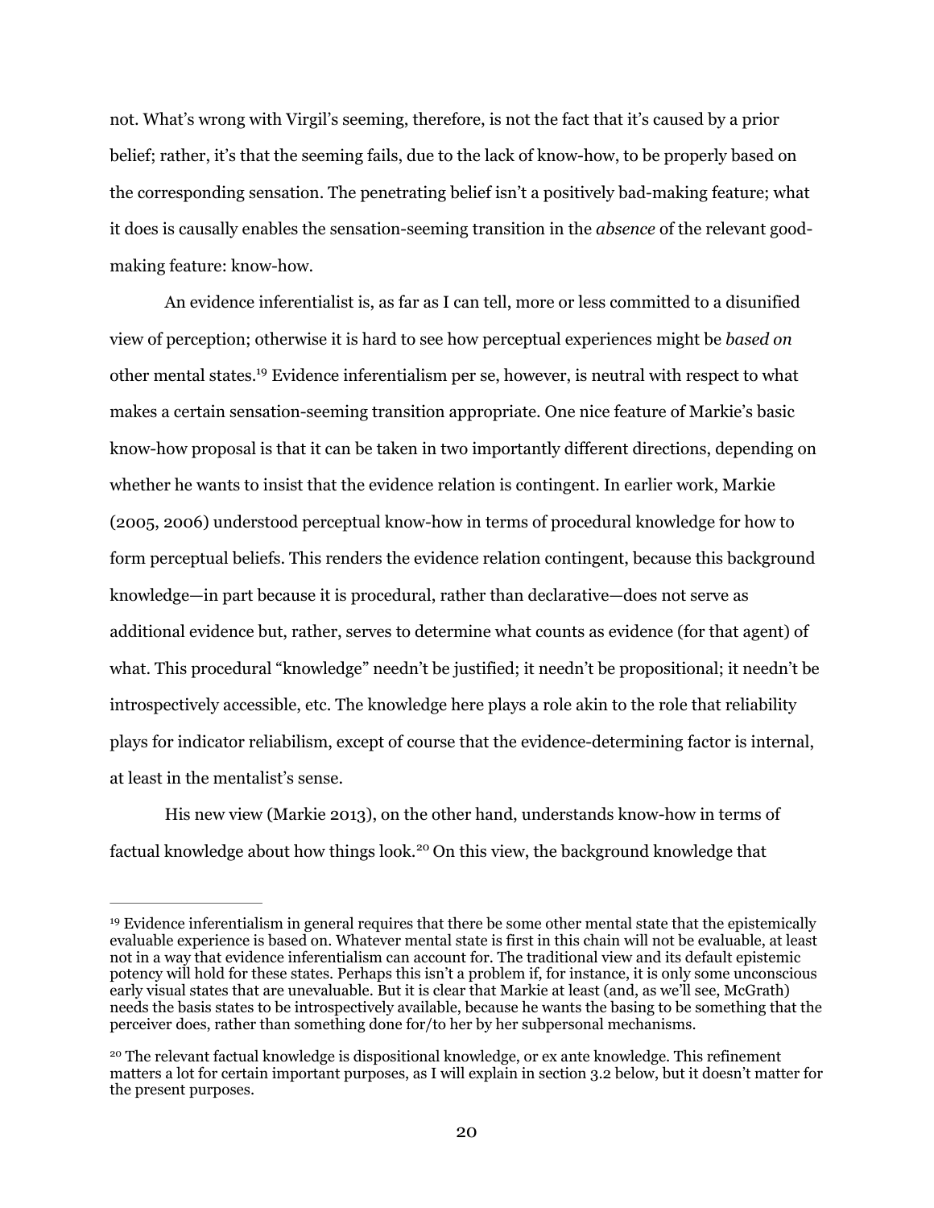not. What's wrong with Virgil's seeming, therefore, is not the fact that it's caused by a prior belief; rather, it's that the seeming fails, due to the lack of know-how, to be properly based on the corresponding sensation. The penetrating belief isn't a positively bad-making feature; what it does is causally enables the sensation-seeming transition in the *absence* of the relevant good-making feature: know-how.

An evidence inferentialist is, as far as I can tell, more or less committed to a disunified view of perception; otherwise it is hard to see how perceptual experiences might be *based on* other mental states.[19] Evidence inferentialism per se, however, is neutral with respect to what makes a certain sensation-seeming transition appropriate. One nice feature of Markie's basic know-how proposal is that it can be taken in two importantly different directions, depending on whether he wants to insist that the evidence relation is contingent. In earlier work, Markie (2005, 2006) understood perceptual know-how in terms of procedural knowledge for how to form perceptual beliefs. This renders the evidence relation contingent, because this background knowledge—in part because it is procedural, rather than declarative—does not serve as additional evidence but, rather, serves to determine what counts as evidence (for that agent) of what. This procedural "knowledge" needn't be justified; it needn't be propositional; it needn't be introspectively accessible, etc. The knowledge here plays a role akin to the role that reliability plays for indicator reliabilism, except of course that the evidence-determining factor is internal, at least in the mentalist's sense.

His new view (Markie 2013), on the other hand, understands know-how in terms of factual knowledge about how things look.[20] On this view, the background knowledge that

---

[19] Evidence inferentialism in general requires that there be some other mental state that the epistemically evaluable experience is based on. Whatever mental state is first in this chain will not be evaluable, at least not in a way that evidence inferentialism can account for. The traditional view and its default epistemic potency will hold for these states. Perhaps this isn't a problem if, for instance, it is only some unconscious early visual states that are unevaluable. But it is clear that Markie at least (and, as we'll see, McGrath) needs the basis states to be introspectively available, because he wants the basing to be something that the perceiver does, rather than something done for/to her by her subpersonal mechanisms.

[20] The relevant factual knowledge is dispositional knowledge, or ex ante knowledge. This refinement matters a lot for certain important purposes, as I will explain in section 3.2 below, but it doesn't matter for the present purposes.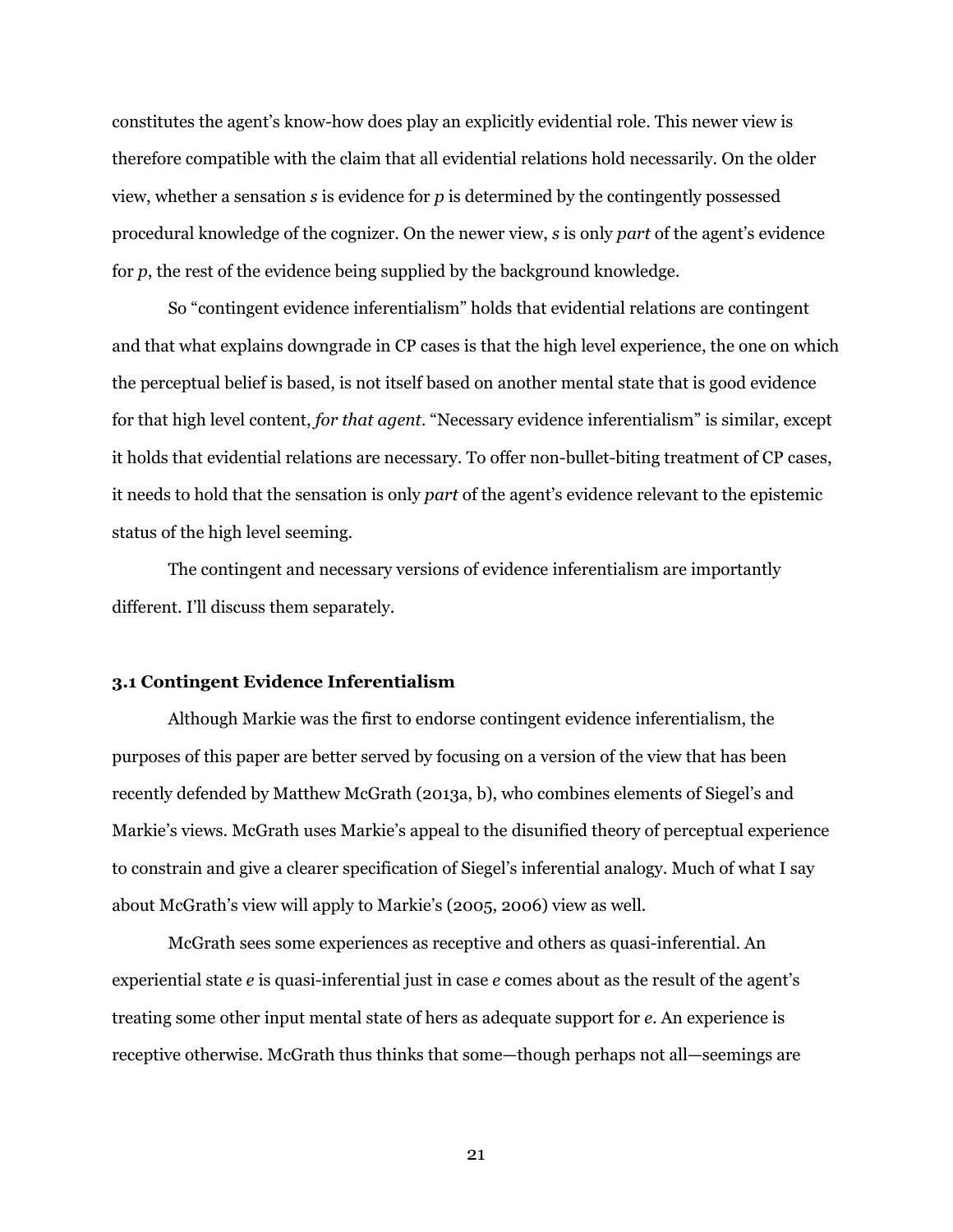constitutes the agent's know-how does play an explicitly evidential role. This newer view is therefore compatible with the claim that all evidential relations hold necessarily. On the older view, whether a sensation *s* is evidence for *p* is determined by the contingently possessed procedural knowledge of the cognizer. On the newer view, *s* is only *part* of the agent's evidence for *p*, the rest of the evidence being supplied by the background knowledge.

So "contingent evidence inferentialism" holds that evidential relations are contingent and that what explains downgrade in CP cases is that the high level experience, the one on which the perceptual belief is based, is not itself based on another mental state that is good evidence for that high level content, *for that agent*. "Necessary evidence inferentialism" is similar, except it holds that evidential relations are necessary. To offer non-bullet-biting treatment of CP cases, it needs to hold that the sensation is only *part* of the agent's evidence relevant to the epistemic status of the high level seeming.

The contingent and necessary versions of evidence inferentialism are importantly different. I'll discuss them separately.

### 3.1 Contingent Evidence Inferentialism

Although Markie was the first to endorse contingent evidence inferentialism, the purposes of this paper are better served by focusing on a version of the view that has been recently defended by Matthew McGrath (2013a, b), who combines elements of Siegel's and Markie's views. McGrath uses Markie's appeal to the disunified theory of perceptual experience to constrain and give a clearer specification of Siegel's inferential analogy. Much of what I say about McGrath's view will apply to Markie's (2005, 2006) view as well.

McGrath sees some experiences as receptive and others as quasi-inferential. An experiential state *e* is quasi-inferential just in case *e* comes about as the result of the agent's treating some other input mental state of hers as adequate support for *e*. An experience is receptive otherwise. McGrath thus thinks that some—though perhaps not all—seemings are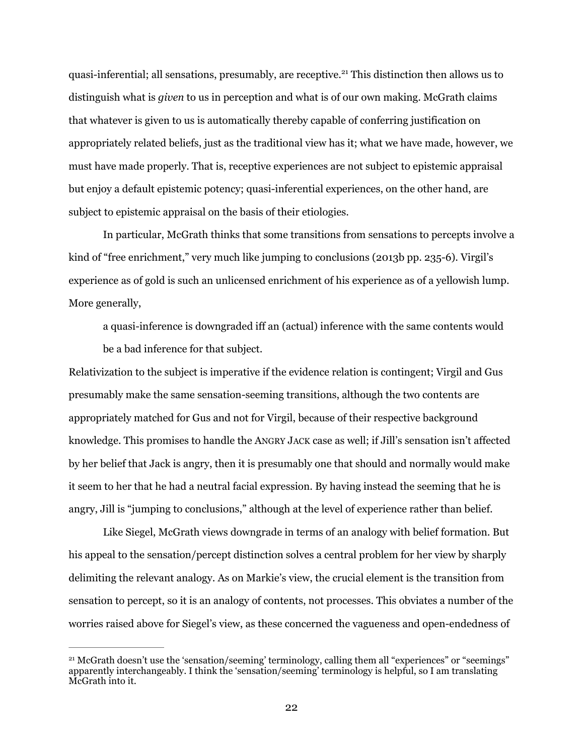quasi-inferential; all sensations, presumably, are receptive.[21] This distinction then allows us to distinguish what is *given* to us in perception and what is of our own making. McGrath claims that whatever is given to us is automatically thereby capable of conferring justification on appropriately related beliefs, just as the traditional view has it; what we have made, however, we must have made properly. That is, receptive experiences are not subject to epistemic appraisal but enjoy a default epistemic potency; quasi-inferential experiences, on the other hand, are subject to epistemic appraisal on the basis of their etiologies.

In particular, McGrath thinks that some transitions from sensations to percepts involve a kind of "free enrichment," very much like jumping to conclusions (2013b pp. 235-6). Virgil's experience as of gold is such an unlicensed enrichment of his experience as of a yellowish lump. More generally,

> a quasi-inference is downgraded iff an (actual) inference with the same contents would be a bad inference for that subject.

Relativization to the subject is imperative if the evidence relation is contingent; Virgil and Gus presumably make the same sensation-seeming transitions, although the two contents are appropriately matched for Gus and not for Virgil, because of their respective background knowledge. This promises to handle the ANGRY JACK case as well; if Jill's sensation isn't affected by her belief that Jack is angry, then it is presumably one that should and normally would make it seem to her that he had a neutral facial expression. By having instead the seeming that he is angry, Jill is "jumping to conclusions," although at the level of experience rather than belief.

Like Siegel, McGrath views downgrade in terms of an analogy with belief formation. But his appeal to the sensation/percept distinction solves a central problem for her view by sharply delimiting the relevant analogy. As on Markie's view, the crucial element is the transition from sensation to percept, so it is an analogy of contents, not processes. This obviates a number of the worries raised above for Siegel's view, as these concerned the vagueness and open-endedness of

---

[21] McGrath doesn't use the 'sensation/seeming' terminology, calling them all "experiences" or "seemings" apparently interchangeably. I think the 'sensation/seeming' terminology is helpful, so I am translating McGrath into it.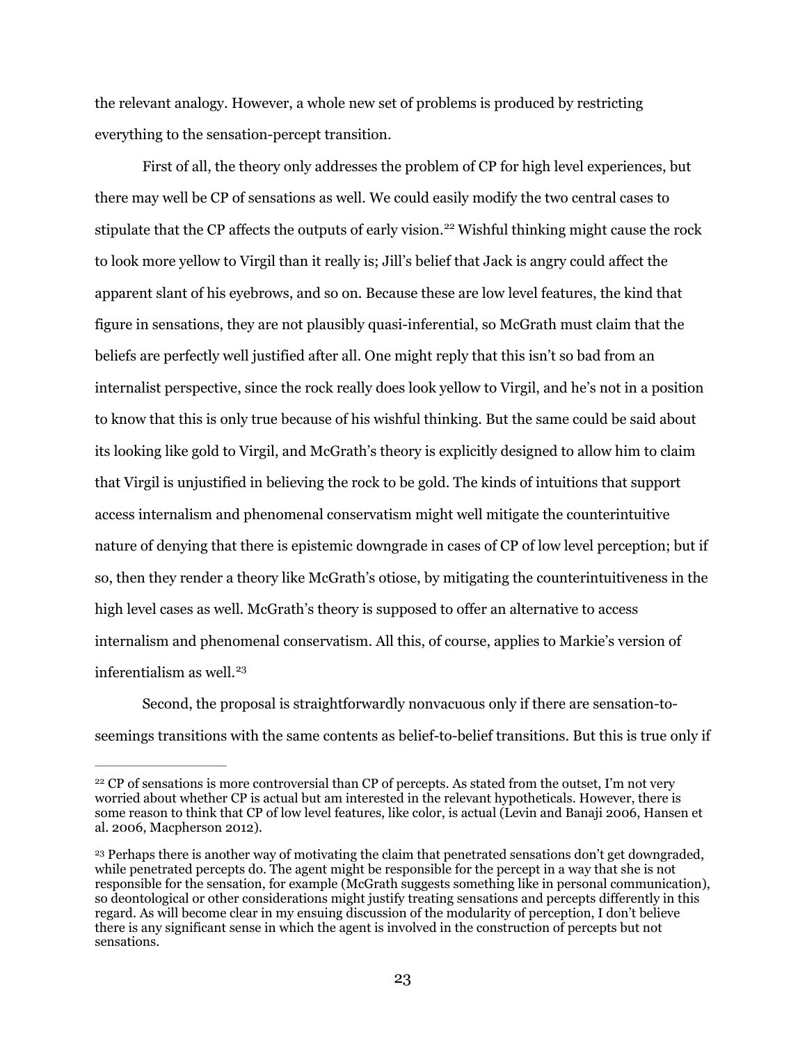the relevant analogy. However, a whole new set of problems is produced by restricting everything to the sensation-percept transition.

First of all, the theory only addresses the problem of CP for high level experiences, but there may well be CP of sensations as well. We could easily modify the two central cases to stipulate that the CP affects the outputs of early vision.[22] Wishful thinking might cause the rock to look more yellow to Virgil than it really is; Jill's belief that Jack is angry could affect the apparent slant of his eyebrows, and so on. Because these are low level features, the kind that figure in sensations, they are not plausibly quasi-inferential, so McGrath must claim that the beliefs are perfectly well justified after all. One might reply that this isn't so bad from an internalist perspective, since the rock really does look yellow to Virgil, and he's not in a position to know that this is only true because of his wishful thinking. But the same could be said about its looking like gold to Virgil, and McGrath's theory is explicitly designed to allow him to claim that Virgil is unjustified in believing the rock to be gold. The kinds of intuitions that support access internalism and phenomenal conservatism might well mitigate the counterintuitive nature of denying that there is epistemic downgrade in cases of CP of low level perception; but if so, then they render a theory like McGrath's otiose, by mitigating the counterintuitiveness in the high level cases as well. McGrath's theory is supposed to offer an alternative to access internalism and phenomenal conservatism. All this, of course, applies to Markie's version of inferentialism as well.[23]

Second, the proposal is straightforwardly nonvacuous only if there are sensation-to-seemings transitions with the same contents as belief-to-belief transitions. But this is true only if

---

[22] CP of sensations is more controversial than CP of percepts. As stated from the outset, I'm not very worried about whether CP is actual but am interested in the relevant hypotheticals. However, there is some reason to think that CP of low level features, like color, is actual (Levin and Banaji 2006, Hansen et al. 2006, Macpherson 2012).

[23] Perhaps there is another way of motivating the claim that penetrated sensations don't get downgraded, while penetrated percepts do. The agent might be responsible for the percept in a way that she is not responsible for the sensation, for example (McGrath suggests something like in personal communication), so deontological or other considerations might justify treating sensations and percepts differently in this regard. As will become clear in my ensuing discussion of the modularity of perception, I don't believe there is any significant sense in which the agent is involved in the construction of percepts but not sensations.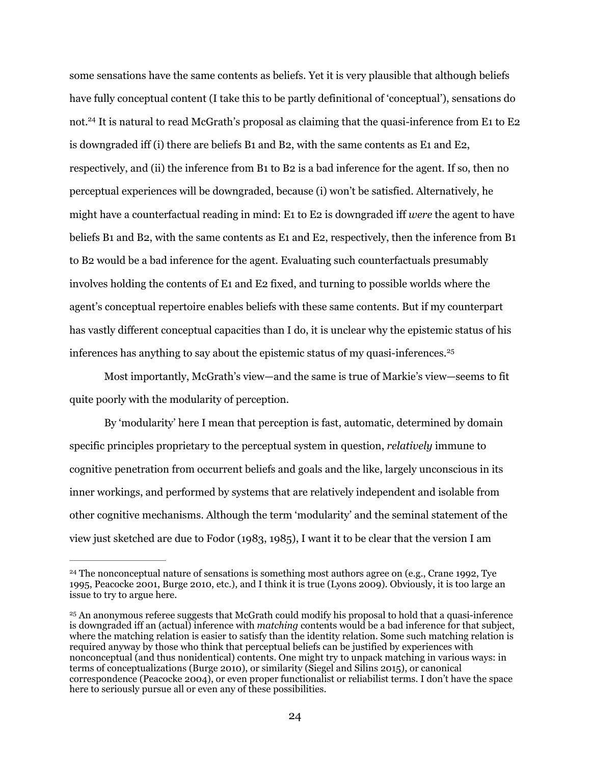some sensations have the same contents as beliefs. Yet it is very plausible that although beliefs have fully conceptual content (I take this to be partly definitional of 'conceptual'), sensations do not.[24] It is natural to read McGrath's proposal as claiming that the quasi-inference from E1 to E2 is downgraded iff (i) there are beliefs B1 and B2, with the same contents as E1 and E2, respectively, and (ii) the inference from B1 to B2 is a bad inference for the agent. If so, then no perceptual experiences will be downgraded, because (i) won't be satisfied. Alternatively, he might have a counterfactual reading in mind: E1 to E2 is downgraded iff *were* the agent to have beliefs B1 and B2, with the same contents as E1 and E2, respectively, then the inference from B1 to B2 would be a bad inference for the agent. Evaluating such counterfactuals presumably involves holding the contents of E1 and E2 fixed, and turning to possible worlds where the agent's conceptual repertoire enables beliefs with these same contents. But if my counterpart has vastly different conceptual capacities than I do, it is unclear why the epistemic status of his inferences has anything to say about the epistemic status of my quasi-inferences.[25]

Most importantly, McGrath's view—and the same is true of Markie's view—seems to fit quite poorly with the modularity of perception.

By 'modularity' here I mean that perception is fast, automatic, determined by domain specific principles proprietary to the perceptual system in question, *relatively* immune to cognitive penetration from occurrent beliefs and goals and the like, largely unconscious in its inner workings, and performed by systems that are relatively independent and isolable from other cognitive mechanisms. Although the term 'modularity' and the seminal statement of the view just sketched are due to Fodor (1983, 1985), I want it to be clear that the version I am

---

[24] The nonconceptual nature of sensations is something most authors agree on (e.g., Crane 1992, Tye 1995, Peacocke 2001, Burge 2010, etc.), and I think it is true (Lyons 2009). Obviously, it is too large an issue to try to argue here.

[25] An anonymous referee suggests that McGrath could modify his proposal to hold that a quasi-inference is downgraded iff an (actual) inference with *matching* contents would be a bad inference for that subject, where the matching relation is easier to satisfy than the identity relation. Some such matching relation is required anyway by those who think that perceptual beliefs can be justified by experiences with nonconceptual (and thus nonidentical) contents. One might try to unpack matching in various ways: in terms of conceptualizations (Burge 2010), or similarity (Siegel and Silins 2015), or canonical correspondence (Peacocke 2004), or even proper functionalist or reliabilist terms. I don't have the space here to seriously pursue all or even any of these possibilities.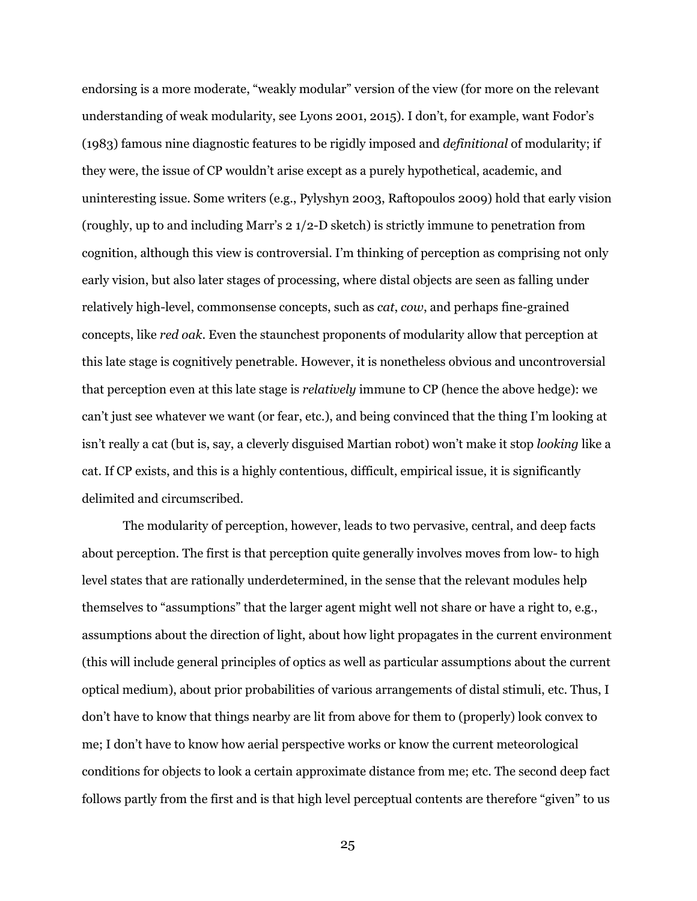endorsing is a more moderate, "weakly modular" version of the view (for more on the relevant understanding of weak modularity, see Lyons 2001, 2015). I don't, for example, want Fodor's (1983) famous nine diagnostic features to be rigidly imposed and *definitional* of modularity; if they were, the issue of CP wouldn't arise except as a purely hypothetical, academic, and uninteresting issue. Some writers (e.g., Pylyshyn 2003, Raftopoulos 2009) hold that early vision (roughly, up to and including Marr's 2 1/2-D sketch) is strictly immune to penetration from cognition, although this view is controversial. I'm thinking of perception as comprising not only early vision, but also later stages of processing, where distal objects are seen as falling under relatively high-level, commonsense concepts, such as *cat*, *cow*, and perhaps fine-grained concepts, like *red oak*. Even the staunchest proponents of modularity allow that perception at this late stage is cognitively penetrable. However, it is nonetheless obvious and uncontroversial that perception even at this late stage is *relatively* immune to CP (hence the above hedge): we can't just see whatever we want (or fear, etc.), and being convinced that the thing I'm looking at isn't really a cat (but is, say, a cleverly disguised Martian robot) won't make it stop *looking* like a cat. If CP exists, and this is a highly contentious, difficult, empirical issue, it is significantly delimited and circumscribed.

The modularity of perception, however, leads to two pervasive, central, and deep facts about perception. The first is that perception quite generally involves moves from low- to high level states that are rationally underdetermined, in the sense that the relevant modules help themselves to "assumptions" that the larger agent might well not share or have a right to, e.g., assumptions about the direction of light, about how light propagates in the current environment (this will include general principles of optics as well as particular assumptions about the current optical medium), about prior probabilities of various arrangements of distal stimuli, etc. Thus, I don't have to know that things nearby are lit from above for them to (properly) look convex to me; I don't have to know how aerial perspective works or know the current meteorological conditions for objects to look a certain approximate distance from me; etc. The second deep fact follows partly from the first and is that high level perceptual contents are therefore "given" to us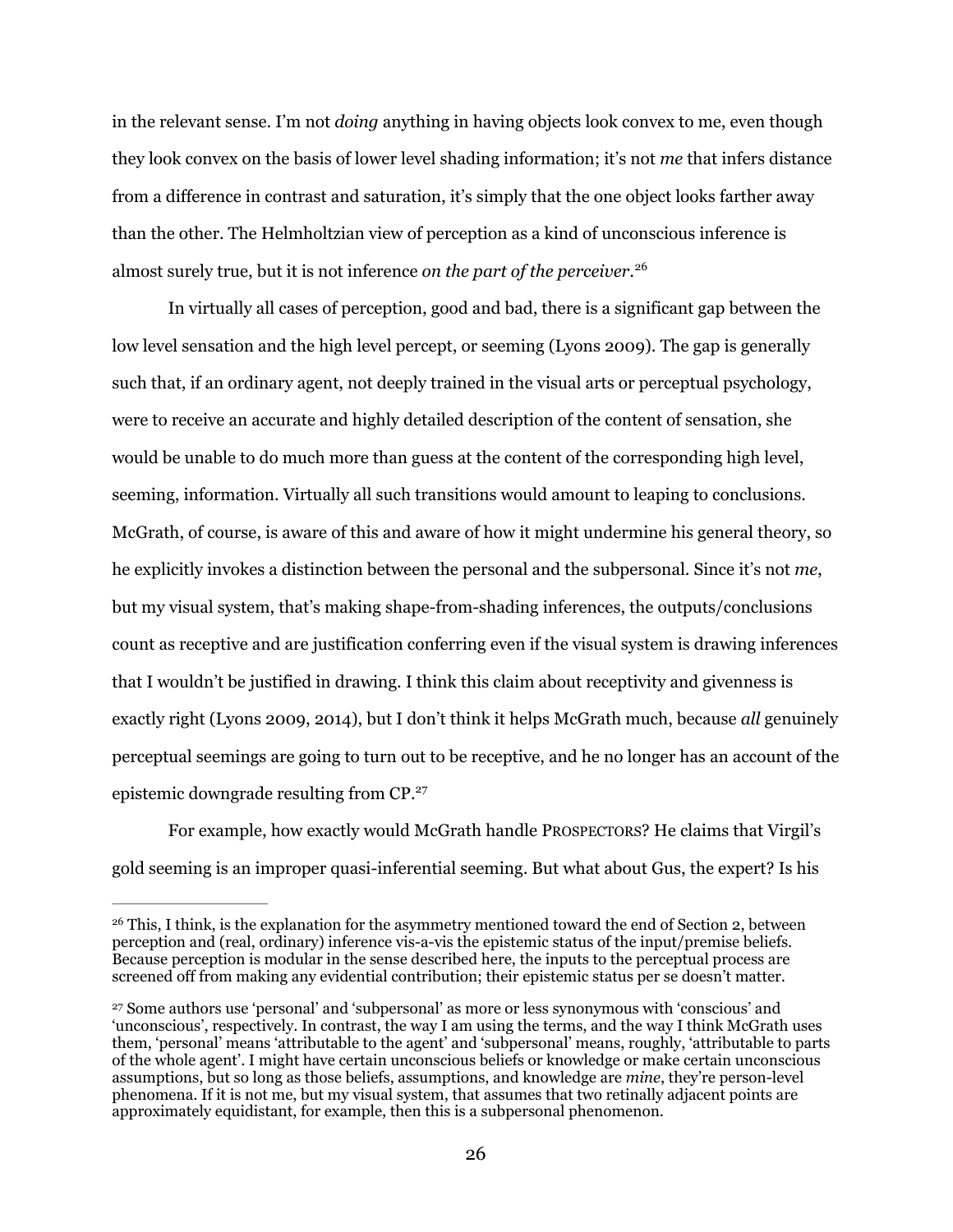in the relevant sense. I'm not *doing* anything in having objects look convex to me, even though they look convex on the basis of lower level shading information; it's not *me* that infers distance from a difference in contrast and saturation, it's simply that the one object looks farther away than the other. The Helmholtzian view of perception as a kind of unconscious inference is almost surely true, but it is not inference *on the part of the perceiver*.[26]

In virtually all cases of perception, good and bad, there is a significant gap between the low level sensation and the high level percept, or seeming (Lyons 2009). The gap is generally such that, if an ordinary agent, not deeply trained in the visual arts or perceptual psychology, were to receive an accurate and highly detailed description of the content of sensation, she would be unable to do much more than guess at the content of the corresponding high level, seeming, information. Virtually all such transitions would amount to leaping to conclusions. McGrath, of course, is aware of this and aware of how it might undermine his general theory, so he explicitly invokes a distinction between the personal and the subpersonal. Since it's not *me*, but my visual system, that's making shape-from-shading inferences, the outputs/conclusions count as receptive and are justification conferring even if the visual system is drawing inferences that I wouldn't be justified in drawing. I think this claim about receptivity and givenness is exactly right (Lyons 2009, 2014), but I don't think it helps McGrath much, because *all* genuinely perceptual seemings are going to turn out to be receptive, and he no longer has an account of the epistemic downgrade resulting from CP.[27]

For example, how exactly would McGrath handle PROSPECTORS? He claims that Virgil's gold seeming is an improper quasi-inferential seeming. But what about Gus, the expert? Is his

---

[26] This, I think, is the explanation for the asymmetry mentioned toward the end of Section 2, between perception and (real, ordinary) inference vis-a-vis the epistemic status of the input/premise beliefs. Because perception is modular in the sense described here, the inputs to the perceptual process are screened off from making any evidential contribution; their epistemic status per se doesn't matter.

[27] Some authors use 'personal' and 'subpersonal' as more or less synonymous with 'conscious' and 'unconscious', respectively. In contrast, the way I am using the terms, and the way I think McGrath uses them, 'personal' means 'attributable to the agent' and 'subpersonal' means, roughly, 'attributable to parts of the whole agent'. I might have certain unconscious beliefs or knowledge or make certain unconscious assumptions, but so long as those beliefs, assumptions, and knowledge are *mine*, they're person-level phenomena. If it is not me, but my visual system, that assumes that two retinally adjacent points are approximately equidistant, for example, then this is a subpersonal phenomenon.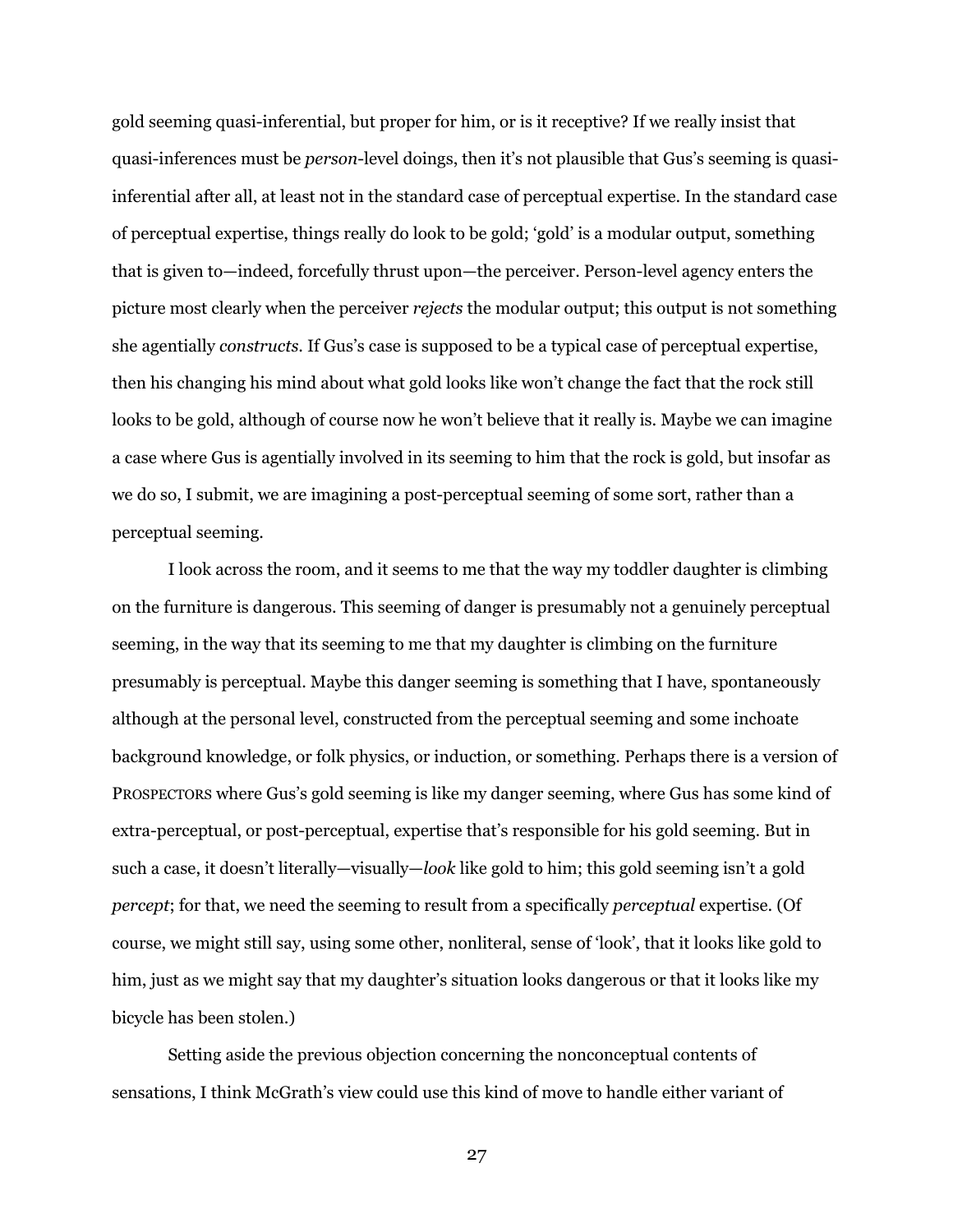gold seeming quasi-inferential, but proper for him, or is it receptive? If we really insist that quasi-inferences must be *person*-level doings, then it's not plausible that Gus's seeming is quasi-inferential after all, at least not in the standard case of perceptual expertise. In the standard case of perceptual expertise, things really do look to be gold; 'gold' is a modular output, something that is given to—indeed, forcefully thrust upon—the perceiver. Person-level agency enters the picture most clearly when the perceiver *rejects* the modular output; this output is not something she agentially *constructs*. If Gus's case is supposed to be a typical case of perceptual expertise, then his changing his mind about what gold looks like won't change the fact that the rock still looks to be gold, although of course now he won't believe that it really is. Maybe we can imagine a case where Gus is agentially involved in its seeming to him that the rock is gold, but insofar as we do so, I submit, we are imagining a post-perceptual seeming of some sort, rather than a perceptual seeming.

I look across the room, and it seems to me that the way my toddler daughter is climbing on the furniture is dangerous. This seeming of danger is presumably not a genuinely perceptual seeming, in the way that its seeming to me that my daughter is climbing on the furniture presumably is perceptual. Maybe this danger seeming is something that I have, spontaneously although at the personal level, constructed from the perceptual seeming and some inchoate background knowledge, or folk physics, or induction, or something. Perhaps there is a version of PROSPECTORS where Gus's gold seeming is like my danger seeming, where Gus has some kind of extra-perceptual, or post-perceptual, expertise that's responsible for his gold seeming. But in such a case, it doesn't literally—visually—*look* like gold to him; this gold seeming isn't a gold *percept*; for that, we need the seeming to result from a specifically *perceptual* expertise. (Of course, we might still say, using some other, nonliteral, sense of 'look', that it looks like gold to him, just as we might say that my daughter's situation looks dangerous or that it looks like my bicycle has been stolen.)

Setting aside the previous objection concerning the nonconceptual contents of sensations, I think McGrath's view could use this kind of move to handle either variant of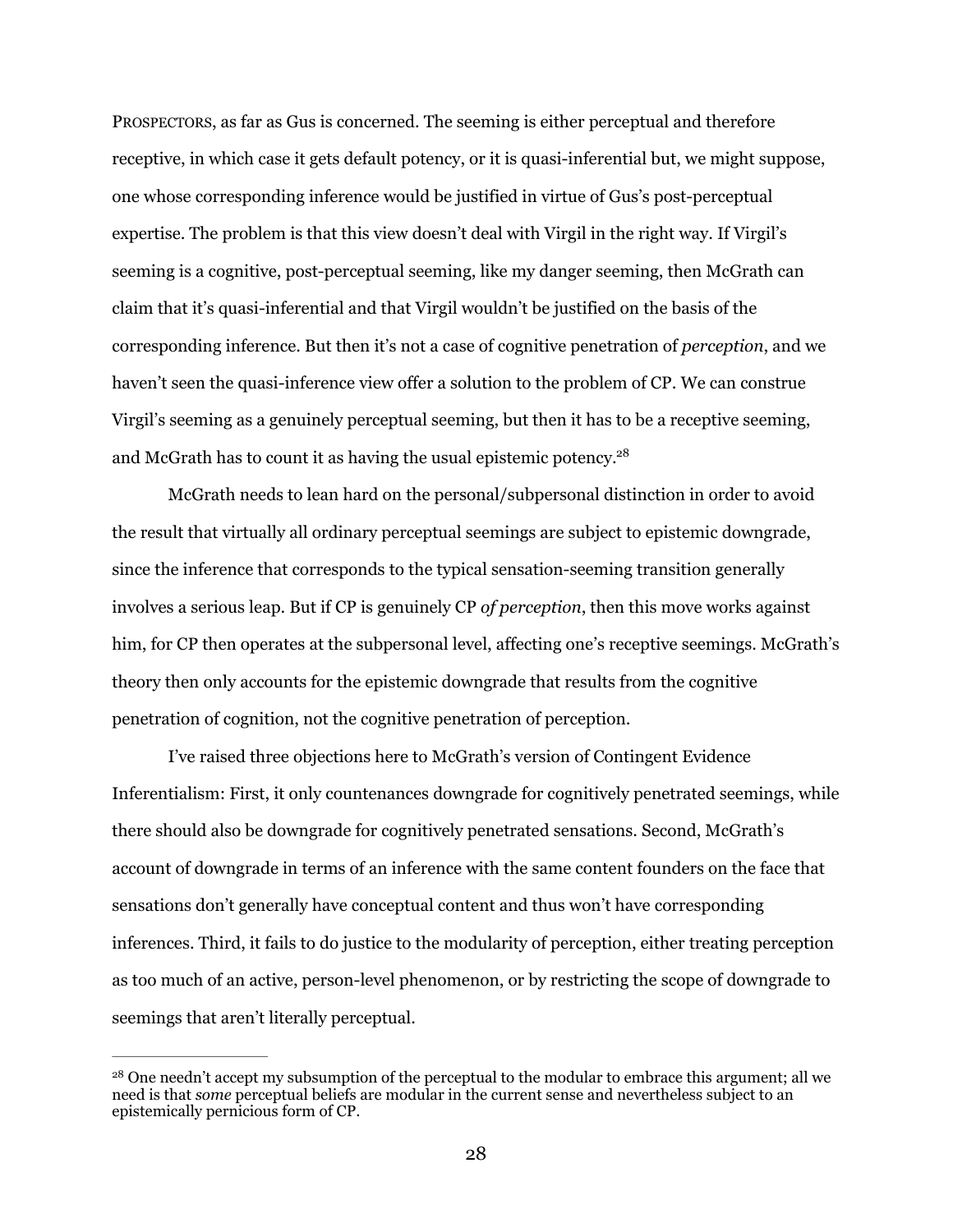PROSPECTORS, as far as Gus is concerned. The seeming is either perceptual and therefore receptive, in which case it gets default potency, or it is quasi-inferential but, we might suppose, one whose corresponding inference would be justified in virtue of Gus's post-perceptual expertise. The problem is that this view doesn't deal with Virgil in the right way. If Virgil's seeming is a cognitive, post-perceptual seeming, like my danger seeming, then McGrath can claim that it's quasi-inferential and that Virgil wouldn't be justified on the basis of the corresponding inference. But then it's not a case of cognitive penetration of *perception*, and we haven't seen the quasi-inference view offer a solution to the problem of CP. We can construe Virgil's seeming as a genuinely perceptual seeming, but then it has to be a receptive seeming, and McGrath has to count it as having the usual epistemic potency.[28]

McGrath needs to lean hard on the personal/subpersonal distinction in order to avoid the result that virtually all ordinary perceptual seemings are subject to epistemic downgrade, since the inference that corresponds to the typical sensation-seeming transition generally involves a serious leap. But if CP is genuinely CP *of perception*, then this move works against him, for CP then operates at the subpersonal level, affecting one's receptive seemings. McGrath's theory then only accounts for the epistemic downgrade that results from the cognitive penetration of cognition, not the cognitive penetration of perception.

I've raised three objections here to McGrath's version of Contingent Evidence Inferentialism: First, it only countenances downgrade for cognitively penetrated seemings, while there should also be downgrade for cognitively penetrated sensations. Second, McGrath's account of downgrade in terms of an inference with the same content founders on the face that sensations don't generally have conceptual content and thus won't have corresponding inferences. Third, it fails to do justice to the modularity of perception, either treating perception as too much of an active, person-level phenomenon, or by restricting the scope of downgrade to seemings that aren't literally perceptual.

---

[28] One needn't accept my subsumption of the perceptual to the modular to embrace this argument; all we need is that *some* perceptual beliefs are modular in the current sense and nevertheless subject to an epistemically pernicious form of CP.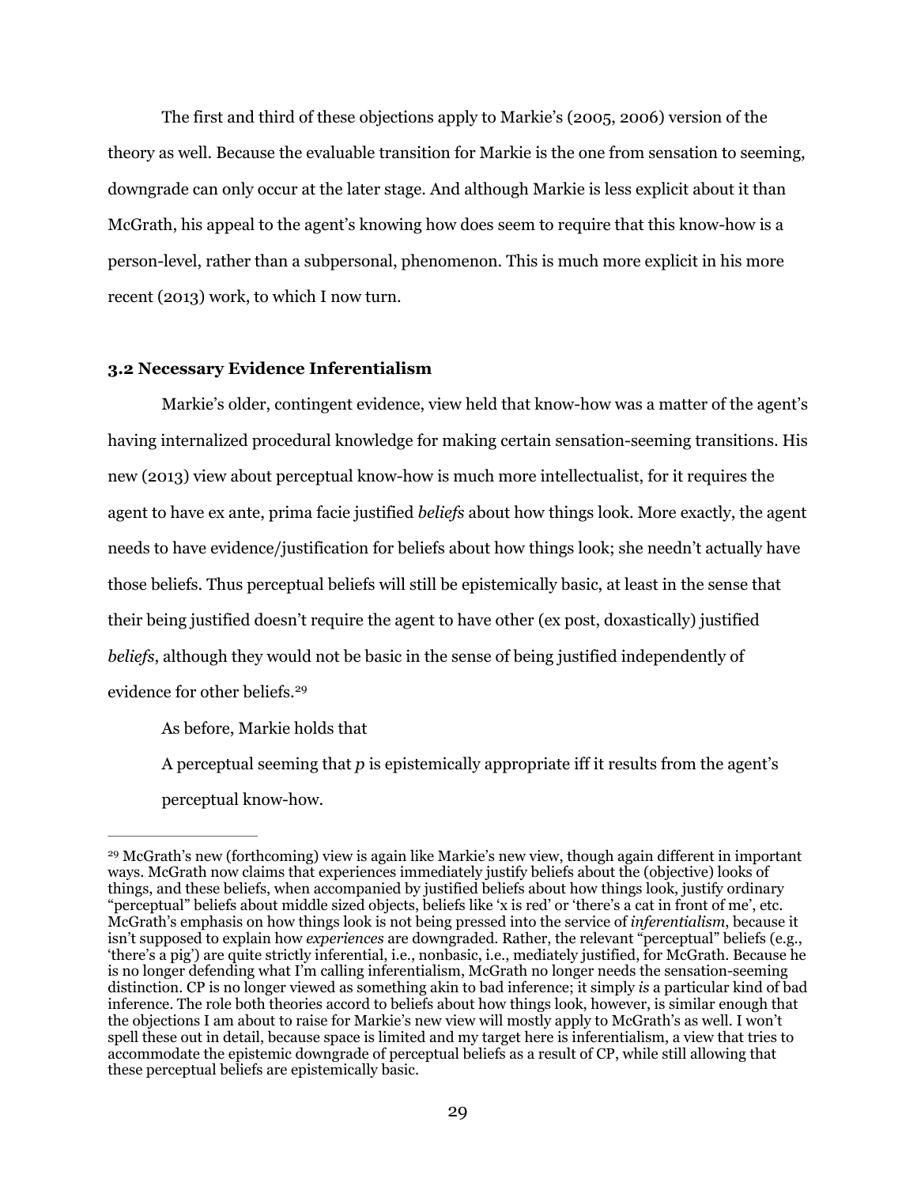The first and third of these objections apply to Markie's (2005, 2006) version of the theory as well. Because the evaluable transition for Markie is the one from sensation to seeming, downgrade can only occur at the later stage. And although Markie is less explicit about it than McGrath, his appeal to the agent's knowing how does seem to require that this know-how is a person-level, rather than a subpersonal, phenomenon. This is much more explicit in his more recent (2013) work, to which I now turn.

### 3.2 Necessary Evidence Inferentialism

Markie's older, contingent evidence, view held that know-how was a matter of the agent's having internalized procedural knowledge for making certain sensation-seeming transitions. His new (2013) view about perceptual know-how is much more intellectualist, for it requires the agent to have ex ante, prima facie justified *beliefs* about how things look. More exactly, the agent needs to have evidence/justification for beliefs about how things look; she needn't actually have those beliefs. Thus perceptual beliefs will still be epistemically basic, at least in the sense that their being justified doesn't require the agent to have other (ex post, doxastically) justified *beliefs*, although they would not be basic in the sense of being justified independently of evidence for other beliefs.[29]

As before, Markie holds that

> A perceptual seeming that *p* is epistemically appropriate iff it results from the agent's perceptual know-how.

---

[29] McGrath's new (forthcoming) view is again like Markie's new view, though again different in important ways. McGrath now claims that experiences immediately justify beliefs about the (objective) looks of things, and these beliefs, when accompanied by justified beliefs about how things look, justify ordinary "perceptual" beliefs about middle sized objects, beliefs like 'x is red' or 'there's a cat in front of me', etc. McGrath's emphasis on how things look is not being pressed into the service of *inferentialism*, because it isn't supposed to explain how *experiences* are downgraded. Rather, the relevant "perceptual" beliefs (e.g., 'there's a pig') are quite strictly inferential, i.e., nonbasic, i.e., mediately justified, for McGrath. Because he is no longer defending what I'm calling inferentialism, McGrath no longer needs the sensation-seeming distinction. CP is no longer viewed as something akin to bad inference; it simply *is* a particular kind of bad inference. The role both theories accord to beliefs about how things look, however, is similar enough that the objections I am about to raise for Markie's new view will mostly apply to McGrath's as well. I won't spell these out in detail, because space is limited and my target here is inferentialism, a view that tries to accommodate the epistemic downgrade of perceptual beliefs as a result of CP, while still allowing that these perceptual beliefs are epistemically basic.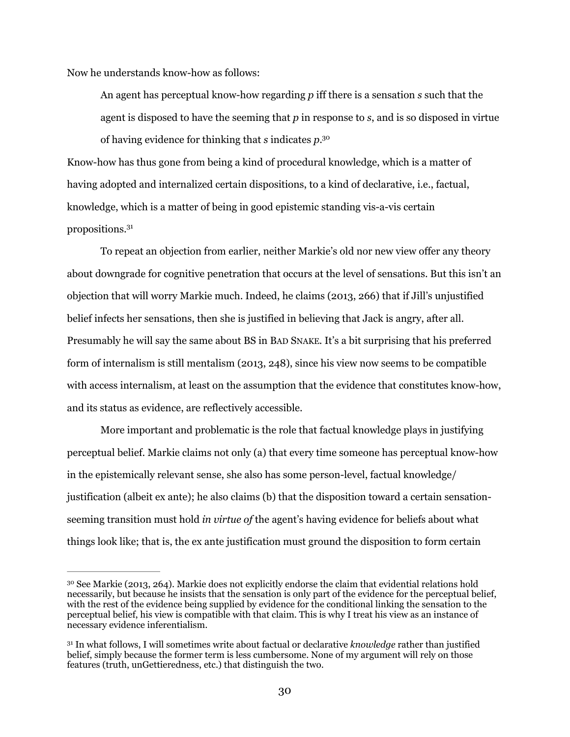Now he understands know-how as follows:

> An agent has perceptual know-how regarding *p* iff there is a sensation *s* such that the agent is disposed to have the seeming that *p* in response to *s*, and is so disposed in virtue of having evidence for thinking that *s* indicates *p*.[30]

Know-how has thus gone from being a kind of procedural knowledge, which is a matter of having adopted and internalized certain dispositions, to a kind of declarative, i.e., factual, knowledge, which is a matter of being in good epistemic standing vis-a-vis certain propositions.[31]

To repeat an objection from earlier, neither Markie's old nor new view offer any theory about downgrade for cognitive penetration that occurs at the level of sensations. But this isn't an objection that will worry Markie much. Indeed, he claims (2013, 266) that if Jill's unjustified belief infects her sensations, then she is justified in believing that Jack is angry, after all. Presumably he will say the same about BS in BAD SNAKE. It's a bit surprising that his preferred form of internalism is still mentalism (2013, 248), since his view now seems to be compatible with access internalism, at least on the assumption that the evidence that constitutes know-how, and its status as evidence, are reflectively accessible.

More important and problematic is the role that factual knowledge plays in justifying perceptual belief. Markie claims not only (a) that every time someone has perceptual know-how in the epistemically relevant sense, she also has some person-level, factual knowledge/justification (albeit ex ante); he also claims (b) that the disposition toward a certain sensation-seeming transition must hold *in virtue of* the agent's having evidence for beliefs about what things look like; that is, the ex ante justification must ground the disposition to form certain

---

[30] See Markie (2013, 264). Markie does not explicitly endorse the claim that evidential relations hold necessarily, but because he insists that the sensation is only part of the evidence for the perceptual belief, with the rest of the evidence being supplied by evidence for the conditional linking the sensation to the perceptual belief, his view is compatible with that claim. This is why I treat his view as an instance of necessary evidence inferentialism.

[31] In what follows, I will sometimes write about factual or declarative *knowledge* rather than justified belief, simply because the former term is less cumbersome. None of my argument will rely on those features (truth, unGettieredness, etc.) that distinguish the two.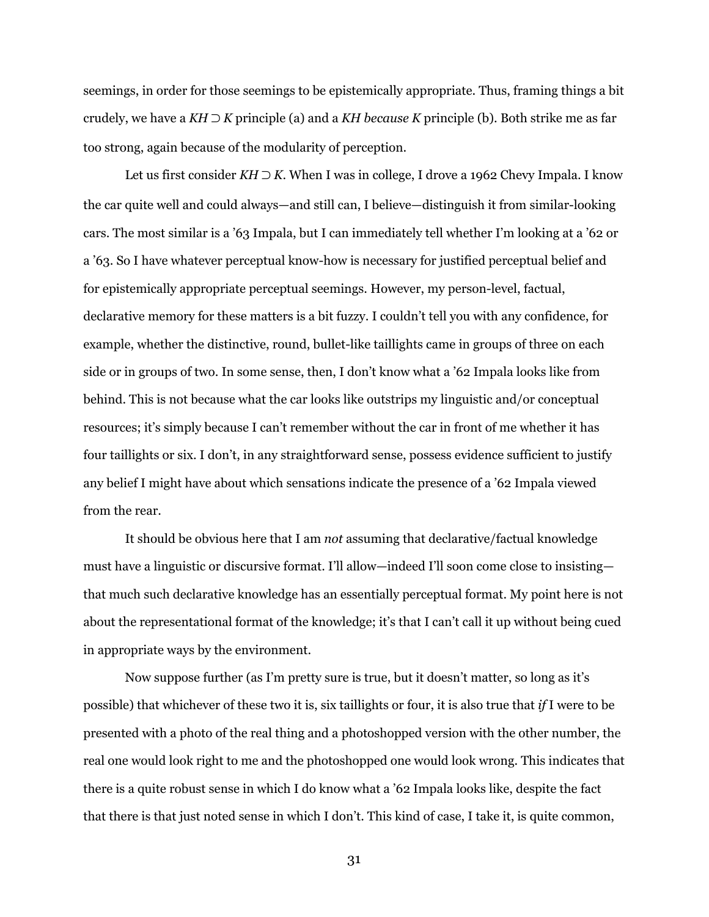seemings, in order for those seemings to be epistemically appropriate. Thus, framing things a bit crudely, we have a *KH ⊃ K* principle (a) and a *KH because K* principle (b). Both strike me as far too strong, again because of the modularity of perception.

Let us first consider *KH ⊃ K*. When I was in college, I drove a 1962 Chevy Impala. I know the car quite well and could always—and still can, I believe—distinguish it from similar-looking cars. The most similar is a '63 Impala, but I can immediately tell whether I'm looking at a '62 or a '63. So I have whatever perceptual know-how is necessary for justified perceptual belief and for epistemically appropriate perceptual seemings. However, my person-level, factual, declarative memory for these matters is a bit fuzzy. I couldn't tell you with any confidence, for example, whether the distinctive, round, bullet-like taillights came in groups of three on each side or in groups of two. In some sense, then, I don't know what a '62 Impala looks like from behind. This is not because what the car looks like outstrips my linguistic and/or conceptual resources; it's simply because I can't remember without the car in front of me whether it has four taillights or six. I don't, in any straightforward sense, possess evidence sufficient to justify any belief I might have about which sensations indicate the presence of a '62 Impala viewed from the rear.

It should be obvious here that I am *not* assuming that declarative/factual knowledge must have a linguistic or discursive format. I'll allow—indeed I'll soon come close to insisting—that much such declarative knowledge has an essentially perceptual format. My point here is not about the representational format of the knowledge; it's that I can't call it up without being cued in appropriate ways by the environment.

Now suppose further (as I'm pretty sure is true, but it doesn't matter, so long as it's possible) that whichever of these two it is, six taillights or four, it is also true that *if* I were to be presented with a photo of the real thing and a photoshopped version with the other number, the real one would look right to me and the photoshopped one would look wrong. This indicates that there is a quite robust sense in which I do know what a '62 Impala looks like, despite the fact that there is that just noted sense in which I don't. This kind of case, I take it, is quite common,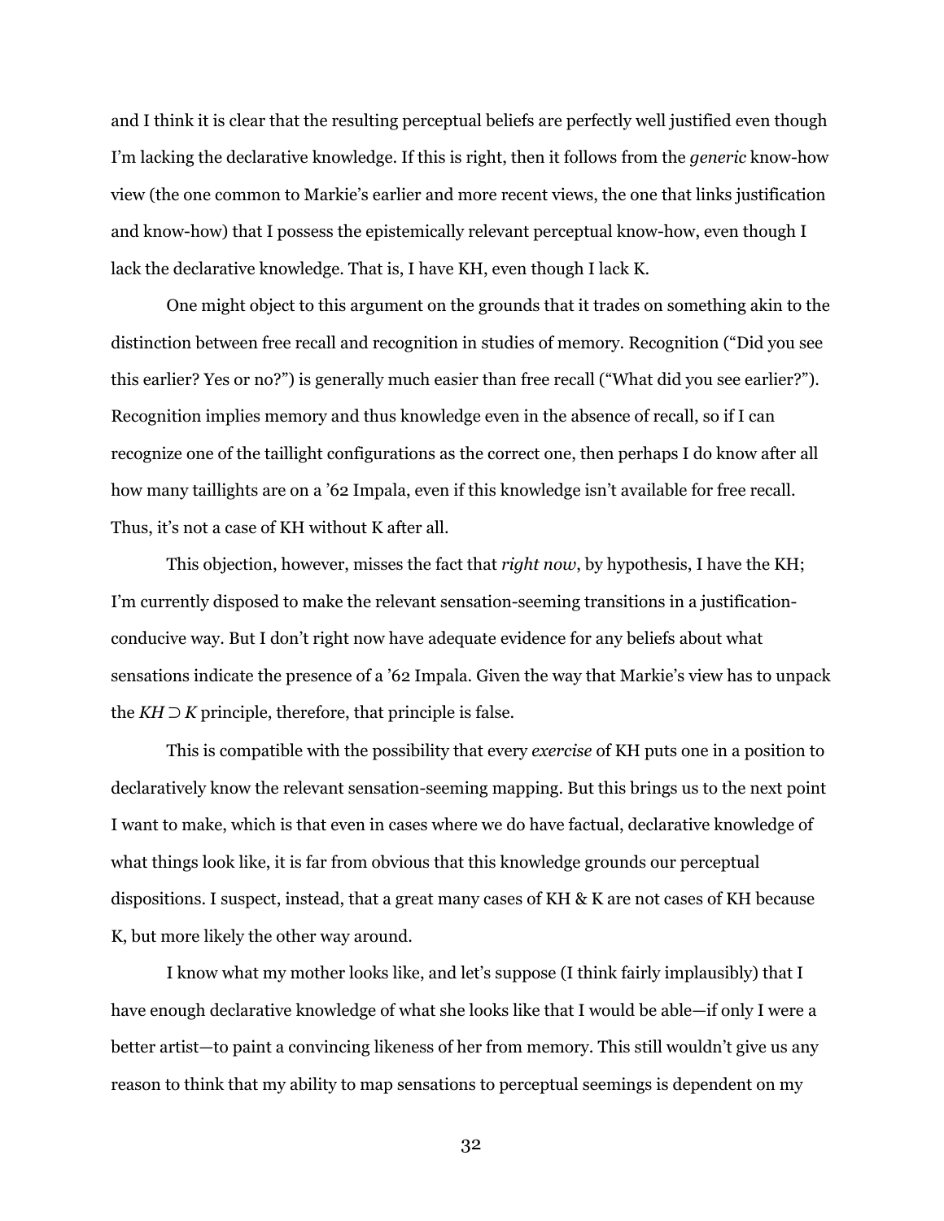and I think it is clear that the resulting perceptual beliefs are perfectly well justified even though I'm lacking the declarative knowledge. If this is right, then it follows from the *generic* know-how view (the one common to Markie's earlier and more recent views, the one that links justification and know-how) that I possess the epistemically relevant perceptual know-how, even though I lack the declarative knowledge. That is, I have KH, even though I lack K.

One might object to this argument on the grounds that it trades on something akin to the distinction between free recall and recognition in studies of memory. Recognition ("Did you see this earlier? Yes or no?") is generally much easier than free recall ("What did you see earlier?"). Recognition implies memory and thus knowledge even in the absence of recall, so if I can recognize one of the taillight configurations as the correct one, then perhaps I do know after all how many taillights are on a '62 Impala, even if this knowledge isn't available for free recall. Thus, it's not a case of KH without K after all.

This objection, however, misses the fact that *right now*, by hypothesis, I have the KH; I'm currently disposed to make the relevant sensation-seeming transitions in a justification-conducive way. But I don't right now have adequate evidence for any beliefs about what sensations indicate the presence of a '62 Impala. Given the way that Markie's view has to unpack the $KH \supset K$ principle, therefore, that principle is false.

This is compatible with the possibility that every *exercise* of KH puts one in a position to declaratively know the relevant sensation-seeming mapping. But this brings us to the next point I want to make, which is that even in cases where we do have factual, declarative knowledge of what things look like, it is far from obvious that this knowledge grounds our perceptual dispositions. I suspect, instead, that a great many cases of KH & K are not cases of KH because K, but more likely the other way around.

I know what my mother looks like, and let's suppose (I think fairly implausibly) that I have enough declarative knowledge of what she looks like that I would be able—if only I were a better artist—to paint a convincing likeness of her from memory. This still wouldn't give us any reason to think that my ability to map sensations to perceptual seemings is dependent on my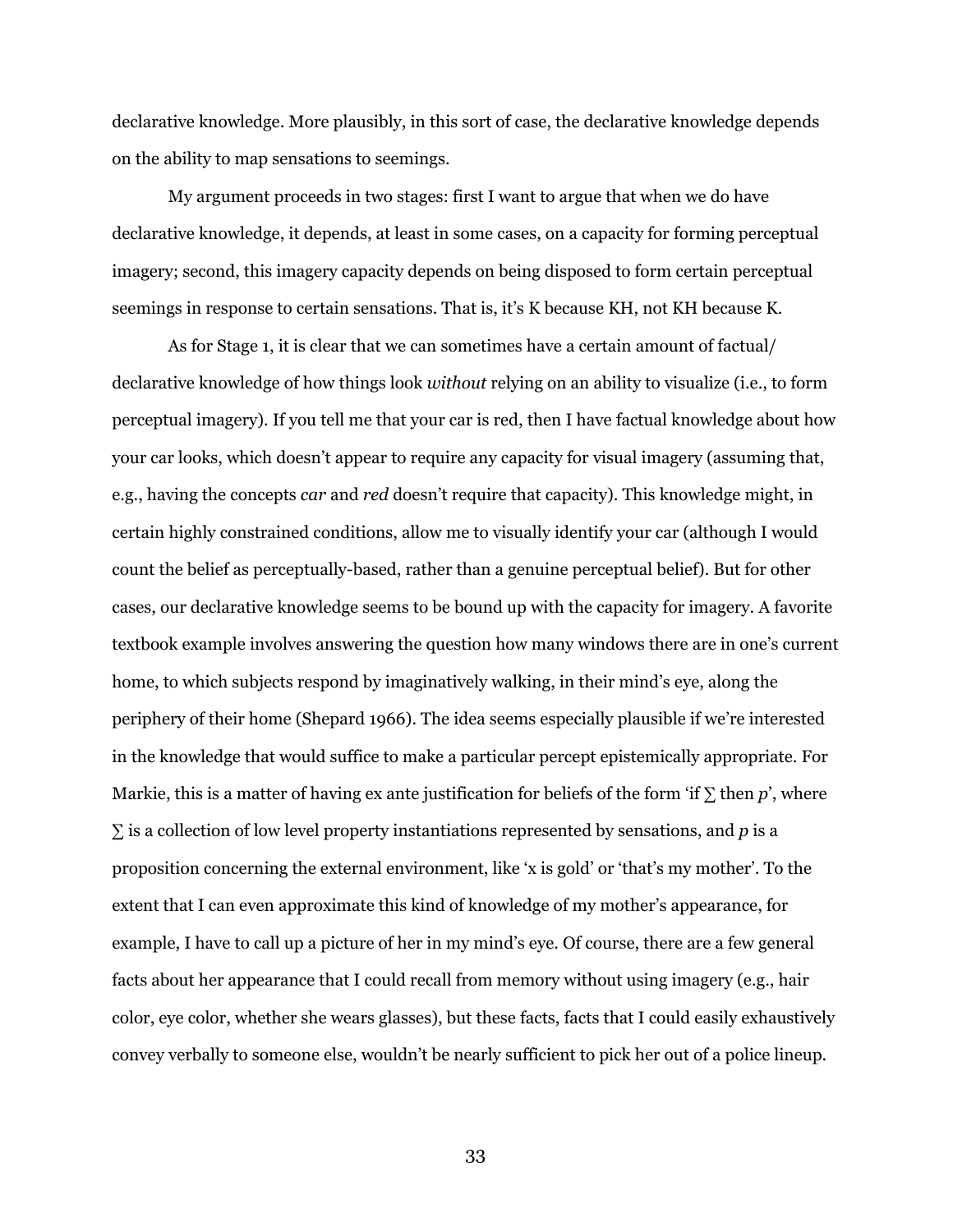declarative knowledge. More plausibly, in this sort of case, the declarative knowledge depends on the ability to map sensations to seemings.

My argument proceeds in two stages: first I want to argue that when we do have declarative knowledge, it depends, at least in some cases, on a capacity for forming perceptual imagery; second, this imagery capacity depends on being disposed to form certain perceptual seemings in response to certain sensations. That is, it's K because KH, not KH because K.

As for Stage 1, it is clear that we can sometimes have a certain amount of factual/ declarative knowledge of how things look *without* relying on an ability to visualize (i.e., to form perceptual imagery). If you tell me that your car is red, then I have factual knowledge about how your car looks, which doesn't appear to require any capacity for visual imagery (assuming that, e.g., having the concepts *car* and *red* doesn't require that capacity). This knowledge might, in certain highly constrained conditions, allow me to visually identify your car (although I would count the belief as perceptually-based, rather than a genuine perceptual belief). But for other cases, our declarative knowledge seems to be bound up with the capacity for imagery. A favorite textbook example involves answering the question how many windows there are in one's current home, to which subjects respond by imaginatively walking, in their mind's eye, along the periphery of their home (Shepard 1966). The idea seems especially plausible if we're interested in the knowledge that would suffice to make a particular percept epistemically appropriate. For Markie, this is a matter of having ex ante justification for beliefs of the form 'if $\sum$ then *p*', where $\sum$ is a collection of low level property instantiations represented by sensations, and *p* is a proposition concerning the external environment, like 'x is gold' or 'that's my mother'. To the extent that I can even approximate this kind of knowledge of my mother's appearance, for example, I have to call up a picture of her in my mind's eye. Of course, there are a few general facts about her appearance that I could recall from memory without using imagery (e.g., hair color, eye color, whether she wears glasses), but these facts, facts that I could easily exhaustively convey verbally to someone else, wouldn't be nearly sufficient to pick her out of a police lineup.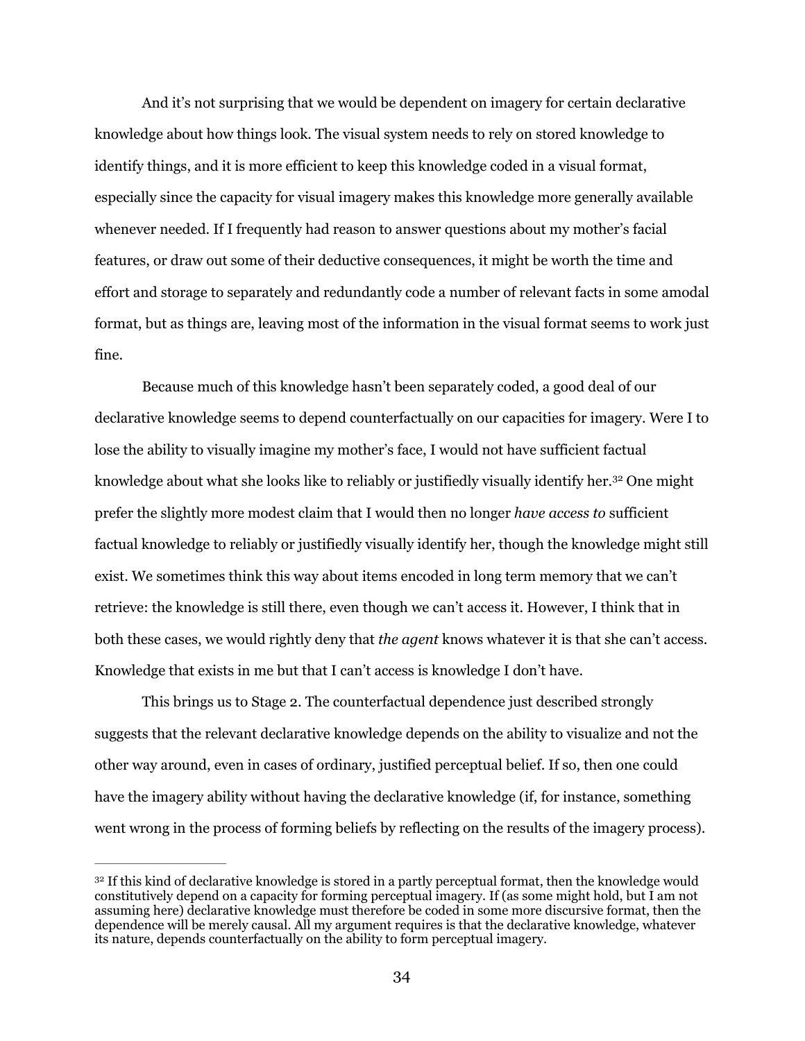And it's not surprising that we would be dependent on imagery for certain declarative knowledge about how things look. The visual system needs to rely on stored knowledge to identify things, and it is more efficient to keep this knowledge coded in a visual format, especially since the capacity for visual imagery makes this knowledge more generally available whenever needed. If I frequently had reason to answer questions about my mother's facial features, or draw out some of their deductive consequences, it might be worth the time and effort and storage to separately and redundantly code a number of relevant facts in some amodal format, but as things are, leaving most of the information in the visual format seems to work just fine.

Because much of this knowledge hasn't been separately coded, a good deal of our declarative knowledge seems to depend counterfactually on our capacities for imagery. Were I to lose the ability to visually imagine my mother's face, I would not have sufficient factual knowledge about what she looks like to reliably or justifiedly visually identify her.[32] One might prefer the slightly more modest claim that I would then no longer *have access to* sufficient factual knowledge to reliably or justifiedly visually identify her, though the knowledge might still exist. We sometimes think this way about items encoded in long term memory that we can't retrieve: the knowledge is still there, even though we can't access it. However, I think that in both these cases, we would rightly deny that *the agent* knows whatever it is that she can't access. Knowledge that exists in me but that I can't access is knowledge I don't have.

This brings us to Stage 2. The counterfactual dependence just described strongly suggests that the relevant declarative knowledge depends on the ability to visualize and not the other way around, even in cases of ordinary, justified perceptual belief. If so, then one could have the imagery ability without having the declarative knowledge (if, for instance, something went wrong in the process of forming beliefs by reflecting on the results of the imagery process).

---

[32] If this kind of declarative knowledge is stored in a partly perceptual format, then the knowledge would constitutively depend on a capacity for forming perceptual imagery. If (as some might hold, but I am not assuming here) declarative knowledge must therefore be coded in some more discursive format, then the dependence will be merely causal. All my argument requires is that the declarative knowledge, whatever its nature, depends counterfactually on the ability to form perceptual imagery.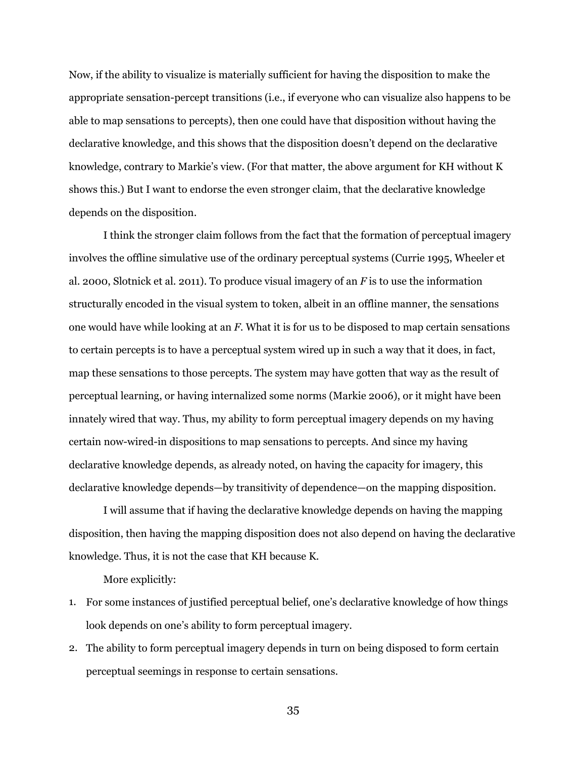Now, if the ability to visualize is materially sufficient for having the disposition to make the appropriate sensation-percept transitions (i.e., if everyone who can visualize also happens to be able to map sensations to percepts), then one could have that disposition without having the declarative knowledge, and this shows that the disposition doesn't depend on the declarative knowledge, contrary to Markie's view. (For that matter, the above argument for KH without K shows this.) But I want to endorse the even stronger claim, that the declarative knowledge depends on the disposition.

I think the stronger claim follows from the fact that the formation of perceptual imagery involves the offline simulative use of the ordinary perceptual systems (Currie 1995, Wheeler et al. 2000, Slotnick et al. 2011). To produce visual imagery of an *F* is to use the information structurally encoded in the visual system to token, albeit in an offline manner, the sensations one would have while looking at an *F*. What it is for us to be disposed to map certain sensations to certain percepts is to have a perceptual system wired up in such a way that it does, in fact, map these sensations to those percepts. The system may have gotten that way as the result of perceptual learning, or having internalized some norms (Markie 2006), or it might have been innately wired that way. Thus, my ability to form perceptual imagery depends on my having certain now-wired-in dispositions to map sensations to percepts. And since my having declarative knowledge depends, as already noted, on having the capacity for imagery, this declarative knowledge depends—by transitivity of dependence—on the mapping disposition.

I will assume that if having the declarative knowledge depends on having the mapping disposition, then having the mapping disposition does not also depend on having the declarative knowledge. Thus, it is not the case that KH because K.

More explicitly:

1. For some instances of justified perceptual belief, one's declarative knowledge of how things look depends on one's ability to form perceptual imagery.
2. The ability to form perceptual imagery depends in turn on being disposed to form certain perceptual seemings in response to certain sensations.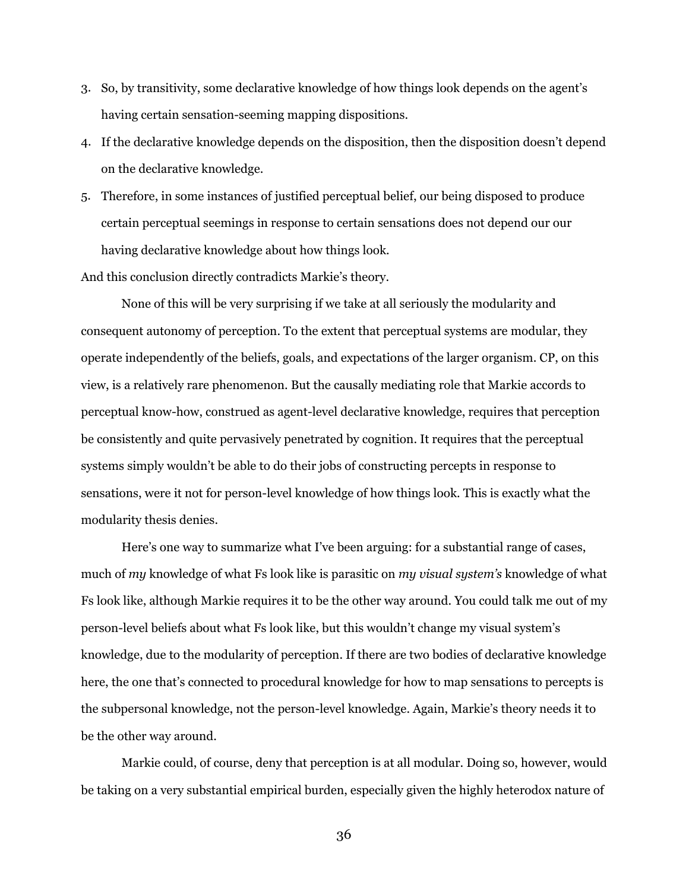3. So, by transitivity, some declarative knowledge of how things look depends on the agent's having certain sensation-seeming mapping dispositions.
4. If the declarative knowledge depends on the disposition, then the disposition doesn't depend on the declarative knowledge.
5. Therefore, in some instances of justified perceptual belief, our being disposed to produce certain perceptual seemings in response to certain sensations does not depend our our having declarative knowledge about how things look.

And this conclusion directly contradicts Markie's theory.

None of this will be very surprising if we take at all seriously the modularity and consequent autonomy of perception. To the extent that perceptual systems are modular, they operate independently of the beliefs, goals, and expectations of the larger organism. CP, on this view, is a relatively rare phenomenon. But the causally mediating role that Markie accords to perceptual know-how, construed as agent-level declarative knowledge, requires that perception be consistently and quite pervasively penetrated by cognition. It requires that the perceptual systems simply wouldn't be able to do their jobs of constructing percepts in response to sensations, were it not for person-level knowledge of how things look. This is exactly what the modularity thesis denies.

Here's one way to summarize what I've been arguing: for a substantial range of cases, much of *my* knowledge of what Fs look like is parasitic on *my visual system's* knowledge of what Fs look like, although Markie requires it to be the other way around. You could talk me out of my person-level beliefs about what Fs look like, but this wouldn't change my visual system's knowledge, due to the modularity of perception. If there are two bodies of declarative knowledge here, the one that's connected to procedural knowledge for how to map sensations to percepts is the subpersonal knowledge, not the person-level knowledge. Again, Markie's theory needs it to be the other way around.

Markie could, of course, deny that perception is at all modular. Doing so, however, would be taking on a very substantial empirical burden, especially given the highly heterodox nature of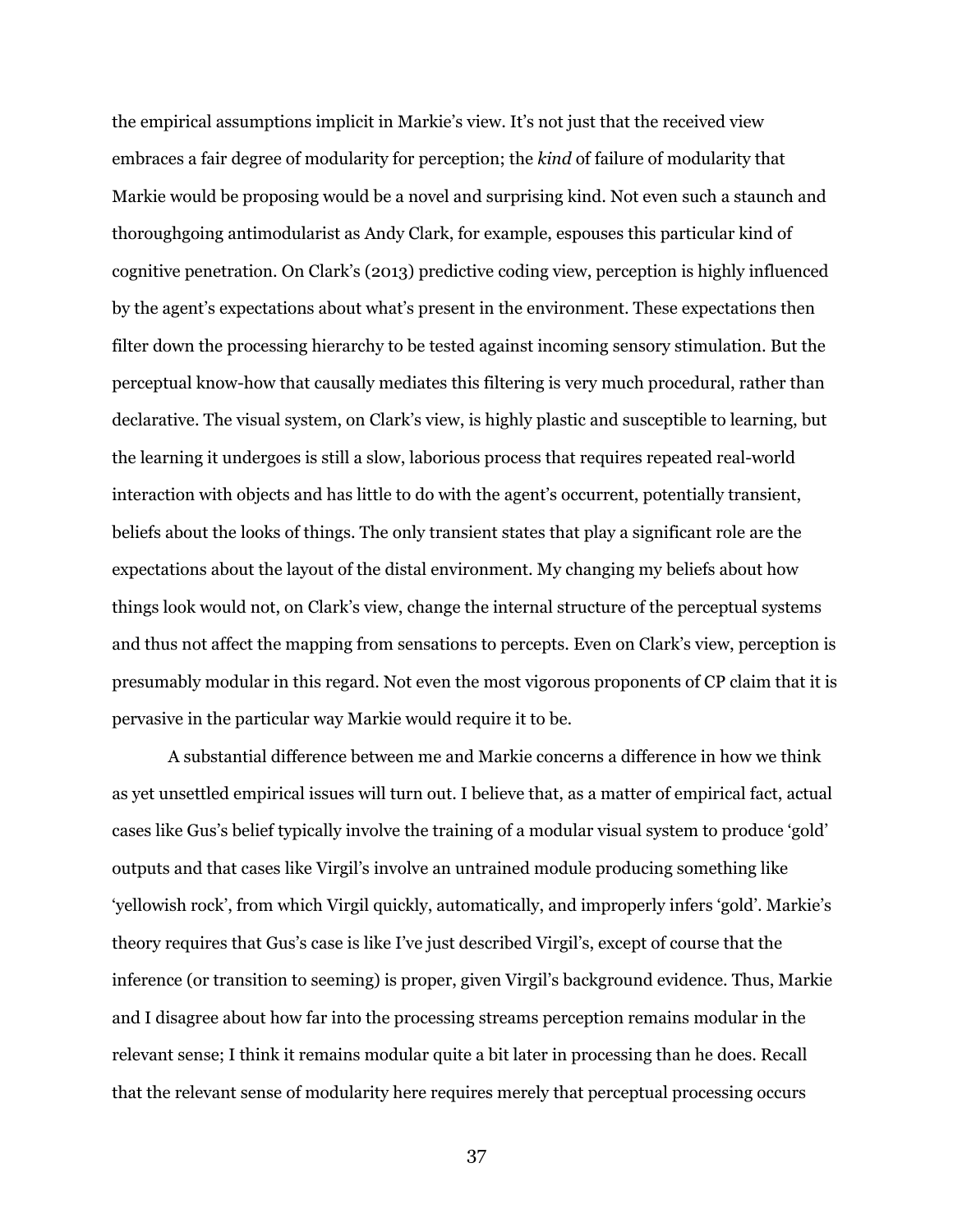the empirical assumptions implicit in Markie's view. It's not just that the received view embraces a fair degree of modularity for perception; the *kind* of failure of modularity that Markie would be proposing would be a novel and surprising kind. Not even such a staunch and thoroughgoing antimodularist as Andy Clark, for example, espouses this particular kind of cognitive penetration. On Clark's (2013) predictive coding view, perception is highly influenced by the agent's expectations about what's present in the environment. These expectations then filter down the processing hierarchy to be tested against incoming sensory stimulation. But the perceptual know-how that causally mediates this filtering is very much procedural, rather than declarative. The visual system, on Clark's view, is highly plastic and susceptible to learning, but the learning it undergoes is still a slow, laborious process that requires repeated real-world interaction with objects and has little to do with the agent's occurrent, potentially transient, beliefs about the looks of things. The only transient states that play a significant role are the expectations about the layout of the distal environment. My changing my beliefs about how things look would not, on Clark's view, change the internal structure of the perceptual systems and thus not affect the mapping from sensations to percepts. Even on Clark's view, perception is presumably modular in this regard. Not even the most vigorous proponents of CP claim that it is pervasive in the particular way Markie would require it to be.

A substantial difference between me and Markie concerns a difference in how we think as yet unsettled empirical issues will turn out. I believe that, as a matter of empirical fact, actual cases like Gus's belief typically involve the training of a modular visual system to produce 'gold' outputs and that cases like Virgil's involve an untrained module producing something like 'yellowish rock', from which Virgil quickly, automatically, and improperly infers 'gold'. Markie's theory requires that Gus's case is like I've just described Virgil's, except of course that the inference (or transition to seeming) is proper, given Virgil's background evidence. Thus, Markie and I disagree about how far into the processing streams perception remains modular in the relevant sense; I think it remains modular quite a bit later in processing than he does. Recall that the relevant sense of modularity here requires merely that perceptual processing occurs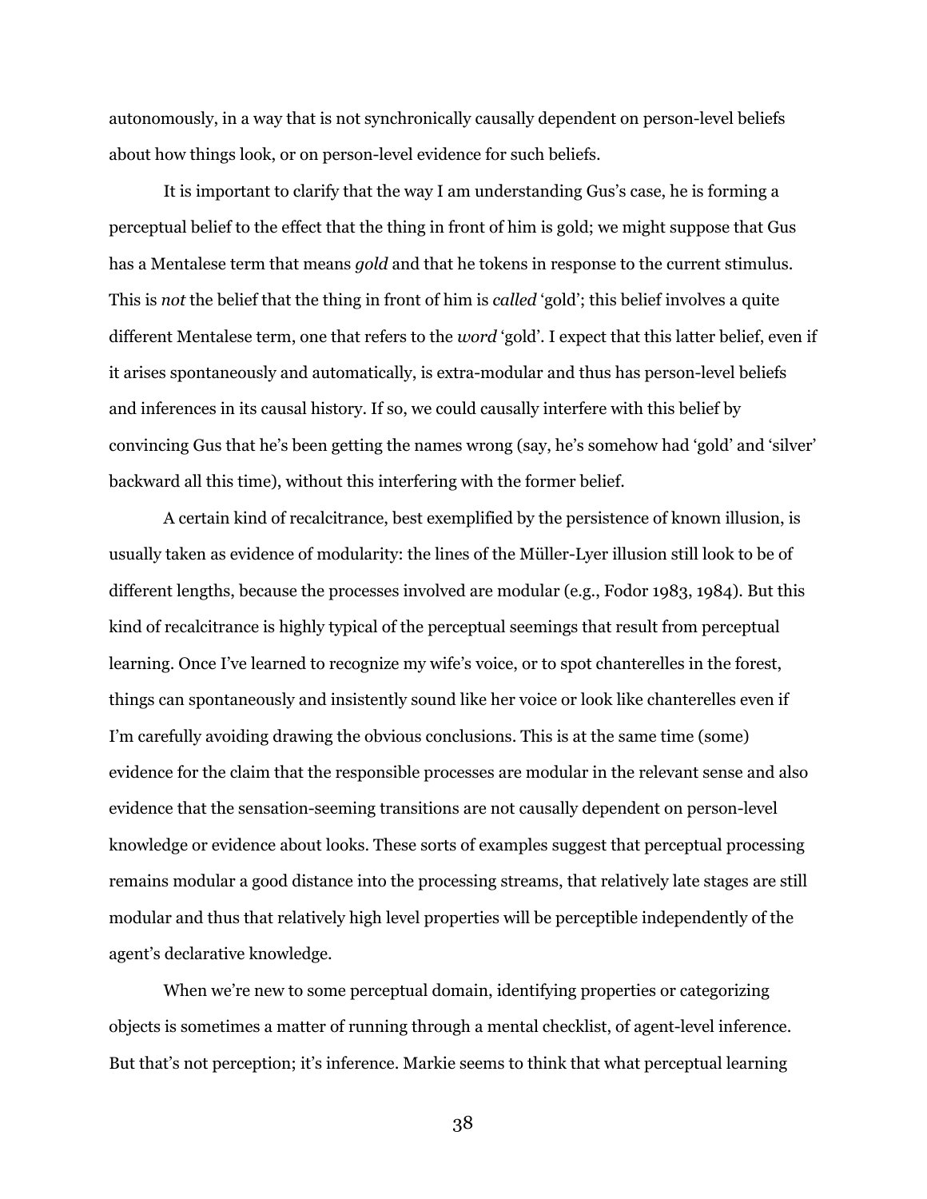autonomously, in a way that is not synchronically causally dependent on person-level beliefs about how things look, or on person-level evidence for such beliefs.

It is important to clarify that the way I am understanding Gus's case, he is forming a perceptual belief to the effect that the thing in front of him is gold; we might suppose that Gus has a Mentalese term that means *gold* and that he tokens in response to the current stimulus. This is *not* the belief that the thing in front of him is *called* 'gold'; this belief involves a quite different Mentalese term, one that refers to the *word* 'gold'. I expect that this latter belief, even if it arises spontaneously and automatically, is extra-modular and thus has person-level beliefs and inferences in its causal history. If so, we could causally interfere with this belief by convincing Gus that he's been getting the names wrong (say, he's somehow had 'gold' and 'silver' backward all this time), without this interfering with the former belief.

A certain kind of recalcitrance, best exemplified by the persistence of known illusion, is usually taken as evidence of modularity: the lines of the Müller-Lyer illusion still look to be of different lengths, because the processes involved are modular (e.g., Fodor 1983, 1984). But this kind of recalcitrance is highly typical of the perceptual seemings that result from perceptual learning. Once I've learned to recognize my wife's voice, or to spot chanterelles in the forest, things can spontaneously and insistently sound like her voice or look like chanterelles even if I'm carefully avoiding drawing the obvious conclusions. This is at the same time (some) evidence for the claim that the responsible processes are modular in the relevant sense and also evidence that the sensation-seeming transitions are not causally dependent on person-level knowledge or evidence about looks. These sorts of examples suggest that perceptual processing remains modular a good distance into the processing streams, that relatively late stages are still modular and thus that relatively high level properties will be perceptible independently of the agent's declarative knowledge.

When we're new to some perceptual domain, identifying properties or categorizing objects is sometimes a matter of running through a mental checklist, of agent-level inference. But that's not perception; it's inference. Markie seems to think that what perceptual learning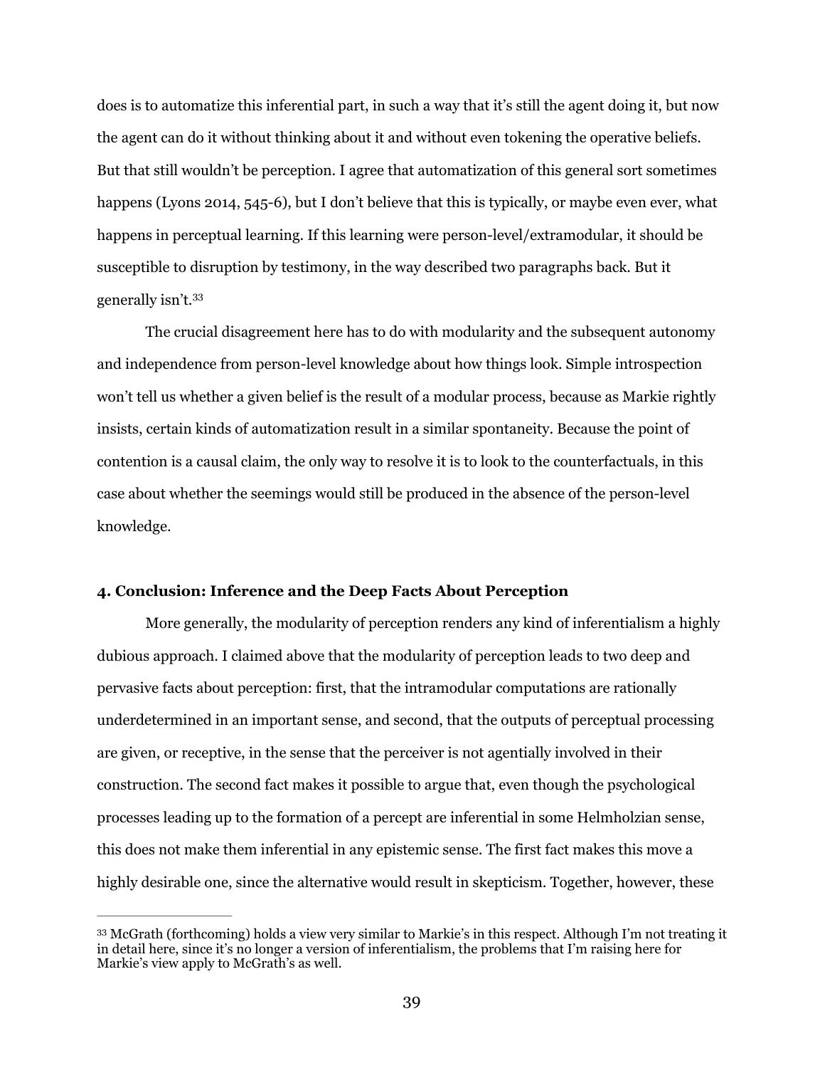does is to automatize this inferential part, in such a way that it's still the agent doing it, but now the agent can do it without thinking about it and without even tokening the operative beliefs. But that still wouldn't be perception. I agree that automatization of this general sort sometimes happens (Lyons 2014, 545-6), but I don't believe that this is typically, or maybe even ever, what happens in perceptual learning. If this learning were person-level/extramodular, it should be susceptible to disruption by testimony, in the way described two paragraphs back. But it generally isn't.[33]

The crucial disagreement here has to do with modularity and the subsequent autonomy and independence from person-level knowledge about how things look. Simple introspection won't tell us whether a given belief is the result of a modular process, because as Markie rightly insists, certain kinds of automatization result in a similar spontaneity. Because the point of contention is a causal claim, the only way to resolve it is to look to the counterfactuals, in this case about whether the seemings would still be produced in the absence of the person-level knowledge.

## 4. Conclusion: Inference and the Deep Facts About Perception

More generally, the modularity of perception renders any kind of inferentialism a highly dubious approach. I claimed above that the modularity of perception leads to two deep and pervasive facts about perception: first, that the intramodular computations are rationally underdetermined in an important sense, and second, that the outputs of perceptual processing are given, or receptive, in the sense that the perceiver is not agentially involved in their construction. The second fact makes it possible to argue that, even though the psychological processes leading up to the formation of a percept are inferential in some Helmholzian sense, this does not make them inferential in any epistemic sense. The first fact makes this move a highly desirable one, since the alternative would result in skepticism. Together, however, these

---

[33] McGrath (forthcoming) holds a view very similar to Markie's in this respect. Although I'm not treating it in detail here, since it's no longer a version of inferentialism, the problems that I'm raising here for Markie's view apply to McGrath's as well.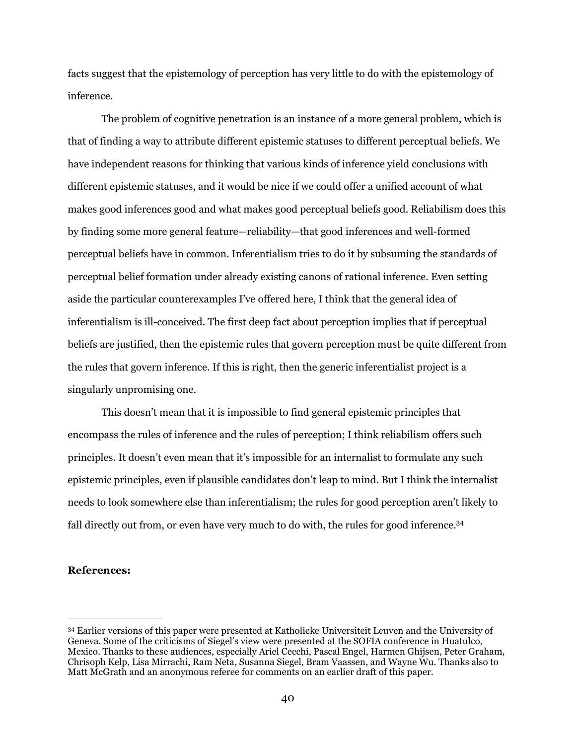facts suggest that the epistemology of perception has very little to do with the epistemology of inference.

The problem of cognitive penetration is an instance of a more general problem, which is that of finding a way to attribute different epistemic statuses to different perceptual beliefs. We have independent reasons for thinking that various kinds of inference yield conclusions with different epistemic statuses, and it would be nice if we could offer a unified account of what makes good inferences good and what makes good perceptual beliefs good. Reliabilism does this by finding some more general feature—reliability—that good inferences and well-formed perceptual beliefs have in common. Inferentialism tries to do it by subsuming the standards of perceptual belief formation under already existing canons of rational inference. Even setting aside the particular counterexamples I've offered here, I think that the general idea of inferentialism is ill-conceived. The first deep fact about perception implies that if perceptual beliefs are justified, then the epistemic rules that govern perception must be quite different from the rules that govern inference. If this is right, then the generic inferentialist project is a singularly unpromising one.

This doesn't mean that it is impossible to find general epistemic principles that encompass the rules of inference and the rules of perception; I think reliabilism offers such principles. It doesn't even mean that it's impossible for an internalist to formulate any such epistemic principles, even if plausible candidates don't leap to mind. But I think the internalist needs to look somewhere else than inferentialism; the rules for good perception aren't likely to fall directly out from, or even have very much to do with, the rules for good inference.[34]

**References:**

[34] Earlier versions of this paper were presented at Katholieke Universiteit Leuven and the University of Geneva. Some of the criticisms of Siegel's view were presented at the SOFIA conference in Huatulco, Mexico. Thanks to these audiences, especially Ariel Cecchi, Pascal Engel, Harmen Ghijsen, Peter Graham, Chrisoph Kelp, Lisa Mirrachi, Ram Neta, Susanna Siegel, Bram Vaassen, and Wayne Wu. Thanks also to Matt McGrath and an anonymous referee for comments on an earlier draft of this paper.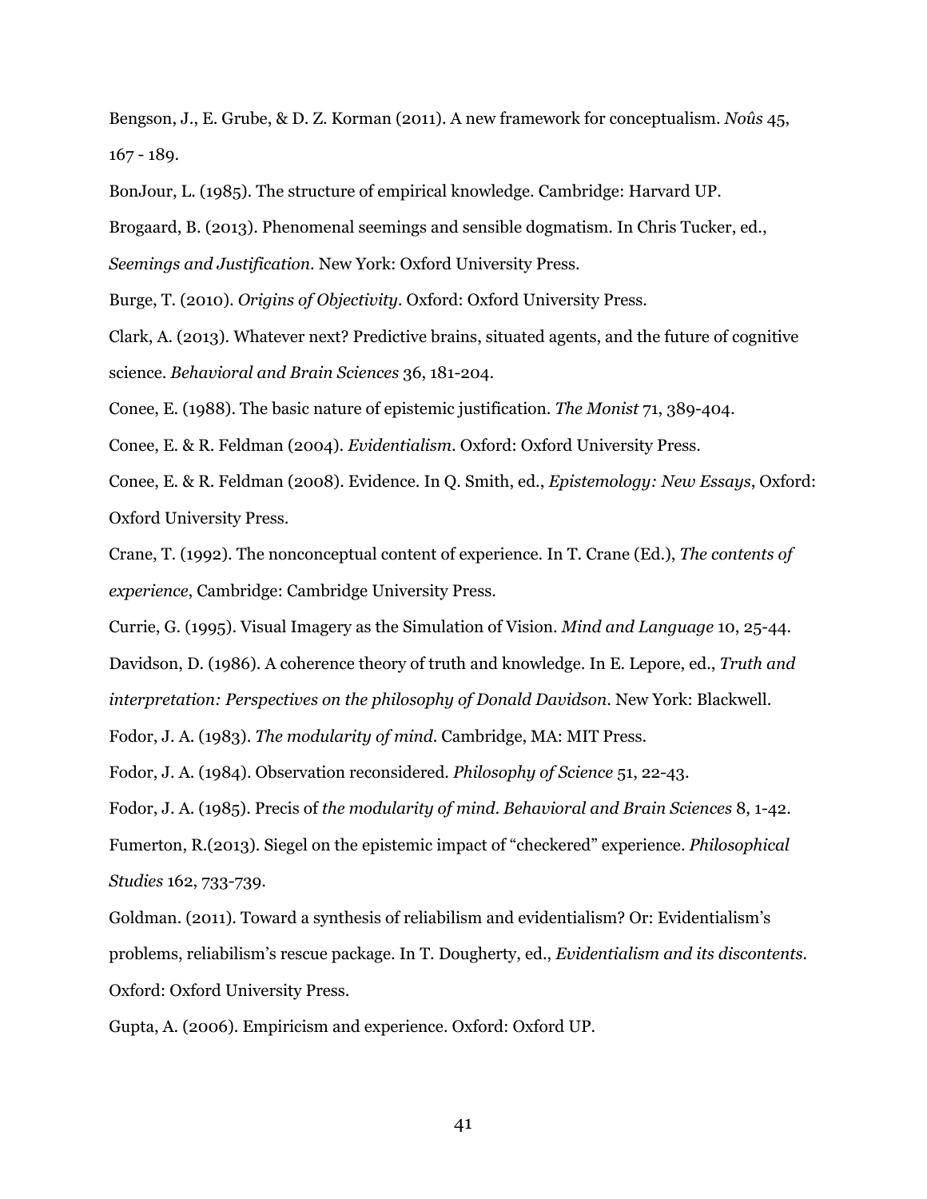Bengson, J., E. Grube, & D. Z. Korman (2011). A new framework for conceptualism. *Noûs* 45, 167 - 189.

BonJour, L. (1985). The structure of empirical knowledge. Cambridge: Harvard UP.

Brogaard, B. (2013). Phenomenal seemings and sensible dogmatism. In Chris Tucker, ed., *Seemings and Justification*. New York: Oxford University Press.

Burge, T. (2010). *Origins of Objectivity*. Oxford: Oxford University Press.

Clark, A. (2013). Whatever next? Predictive brains, situated agents, and the future of cognitive science. *Behavioral and Brain Sciences* 36, 181-204.

Conee, E. (1988). The basic nature of epistemic justification. *The Monist* 71, 389-404.

Conee, E. & R. Feldman (2004). *Evidentialism*. Oxford: Oxford University Press.

Conee, E. & R. Feldman (2008). Evidence. In Q. Smith, ed., *Epistemology: New Essays*, Oxford: Oxford University Press.

Crane, T. (1992). The nonconceptual content of experience. In T. Crane (Ed.), *The contents of experience*, Cambridge: Cambridge University Press.

Currie, G. (1995). Visual Imagery as the Simulation of Vision. *Mind and Language* 10, 25-44.

Davidson, D. (1986). A coherence theory of truth and knowledge. In E. Lepore, ed., *Truth and interpretation: Perspectives on the philosophy of Donald Davidson*. New York: Blackwell.

Fodor, J. A. (1983). *The modularity of mind*. Cambridge, MA: MIT Press.

Fodor, J. A. (1984). Observation reconsidered. *Philosophy of Science* 51, 22-43.

Fodor, J. A. (1985). Precis of *the modularity of mind*. *Behavioral and Brain Sciences* 8, 1-42.

Fumerton, R.(2013). Siegel on the epistemic impact of "checkered" experience. *Philosophical Studies* 162, 733-739.

Goldman. (2011). Toward a synthesis of reliabilism and evidentialism? Or: Evidentialism's problems, reliabilism's rescue package. In T. Dougherty, ed., *Evidentialism and its discontents*. Oxford: Oxford University Press.

Gupta, A. (2006). Empiricism and experience. Oxford: Oxford UP.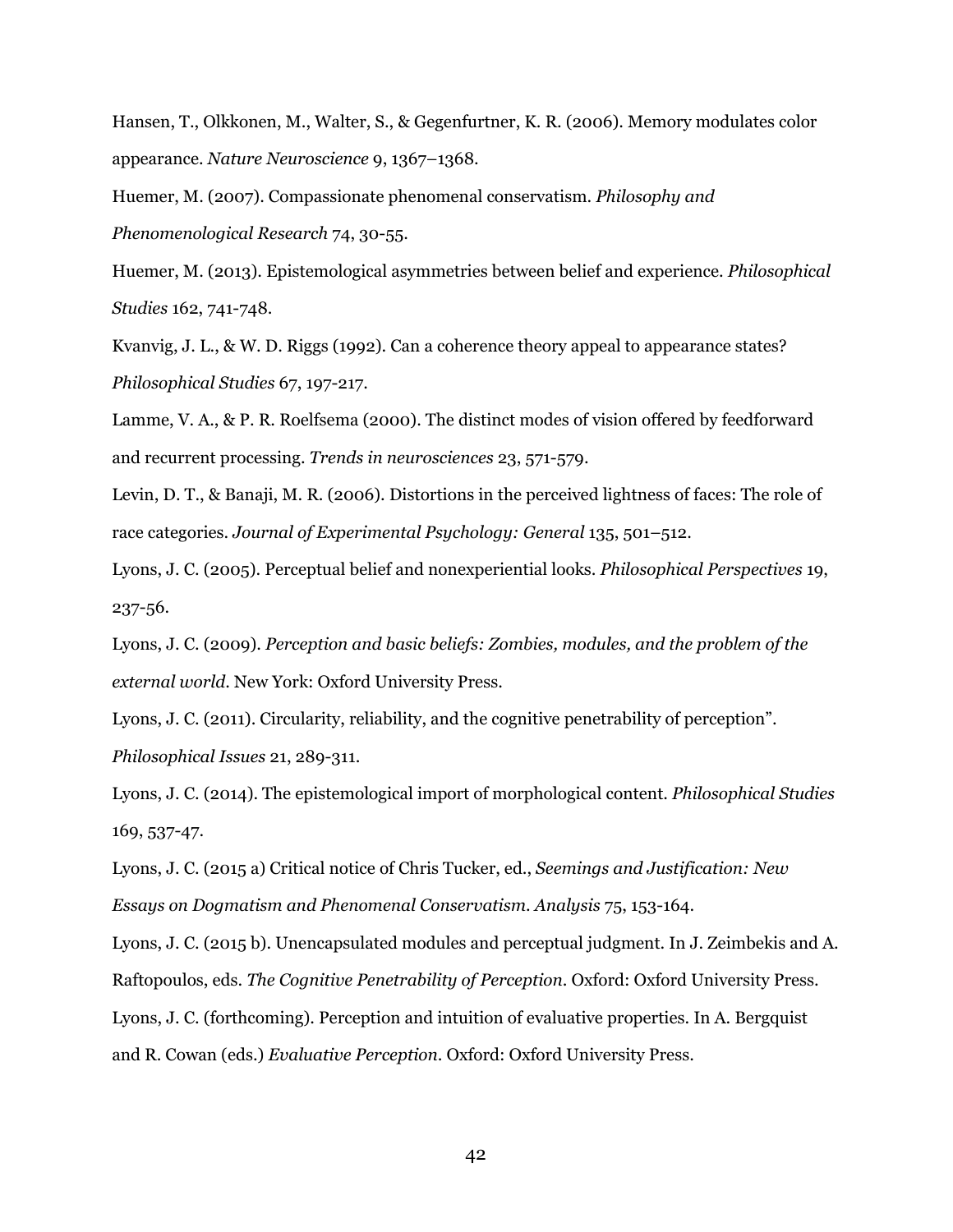Hansen, T., Olkkonen, M., Walter, S., & Gegenfurtner, K. R. (2006). Memory modulates color appearance. *Nature Neuroscience* 9, 1367–1368.

Huemer, M. (2007). Compassionate phenomenal conservatism. *Philosophy and Phenomenological Research* 74, 30-55.

Huemer, M. (2013). Epistemological asymmetries between belief and experience. *Philosophical Studies* 162, 741-748.

Kvanvig, J. L., & W. D. Riggs (1992). Can a coherence theory appeal to appearance states? *Philosophical Studies* 67, 197-217.

Lamme, V. A., & P. R. Roelfsema (2000). The distinct modes of vision offered by feedforward and recurrent processing. *Trends in neurosciences* 23, 571-579.

Levin, D. T., & Banaji, M. R. (2006). Distortions in the perceived lightness of faces: The role of race categories. *Journal of Experimental Psychology: General* 135, 501–512.

Lyons, J. C. (2005). Perceptual belief and nonexperiential looks. *Philosophical Perspectives* 19, 237-56.

Lyons, J. C. (2009). *Perception and basic beliefs: Zombies, modules, and the problem of the external world*. New York: Oxford University Press.

Lyons, J. C. (2011). Circularity, reliability, and the cognitive penetrability of perception". *Philosophical Issues* 21, 289-311.

Lyons, J. C. (2014). The epistemological import of morphological content. *Philosophical Studies* 169, 537-47.

Lyons, J. C. (2015 a) Critical notice of Chris Tucker, ed., *Seemings and Justification: New Essays on Dogmatism and Phenomenal Conservatism*. *Analysis* 75, 153-164.

Lyons, J. C. (2015 b). Unencapsulated modules and perceptual judgment. In J. Zeimbekis and A. Raftopoulos, eds. *The Cognitive Penetrability of Perception*. Oxford: Oxford University Press.

Lyons, J. C. (forthcoming). Perception and intuition of evaluative properties. In A. Bergquist and R. Cowan (eds.) *Evaluative Perception*. Oxford: Oxford University Press.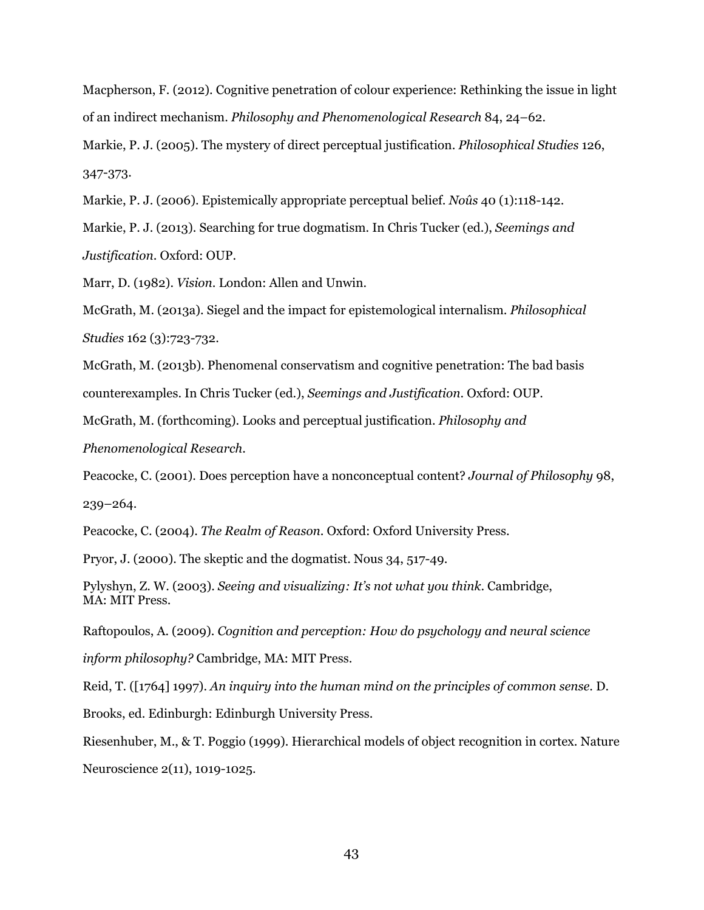Macpherson, F. (2012). Cognitive penetration of colour experience: Rethinking the issue in light of an indirect mechanism. *Philosophy and Phenomenological Research* 84, 24–62.

Markie, P. J. (2005). The mystery of direct perceptual justification. *Philosophical Studies* 126, 347-373.

Markie, P. J. (2006). Epistemically appropriate perceptual belief. *Noûs* 40 (1):118-142.

Markie, P. J. (2013). Searching for true dogmatism. In Chris Tucker (ed.), *Seemings and Justification*. Oxford: OUP.

Marr, D. (1982). *Vision*. London: Allen and Unwin.

McGrath, M. (2013a). Siegel and the impact for epistemological internalism. *Philosophical Studies* 162 (3):723-732.

McGrath, M. (2013b). Phenomenal conservatism and cognitive penetration: The bad basis counterexamples. In Chris Tucker (ed.), *Seemings and Justification*. Oxford: OUP.

McGrath, M. (forthcoming). Looks and perceptual justification. *Philosophy and Phenomenological Research*.

Peacocke, C. (2001). Does perception have a nonconceptual content? *Journal of Philosophy* 98, 239–264.

Peacocke, C. (2004). *The Realm of Reason*. Oxford: Oxford University Press.

Pryor, J. (2000). The skeptic and the dogmatist. Nous 34, 517-49.

Pylyshyn, Z. W. (2003). *Seeing and visualizing: It's not what you think*. Cambridge, MA: MIT Press.

Raftopoulos, A. (2009). *Cognition and perception: How do psychology and neural science inform philosophy?* Cambridge, MA: MIT Press.

Reid, T. ([1764] 1997). *An inquiry into the human mind on the principles of common sense*. D. Brooks, ed. Edinburgh: Edinburgh University Press.

Riesenhuber, M., & T. Poggio (1999). Hierarchical models of object recognition in cortex. Nature Neuroscience 2(11), 1019-1025.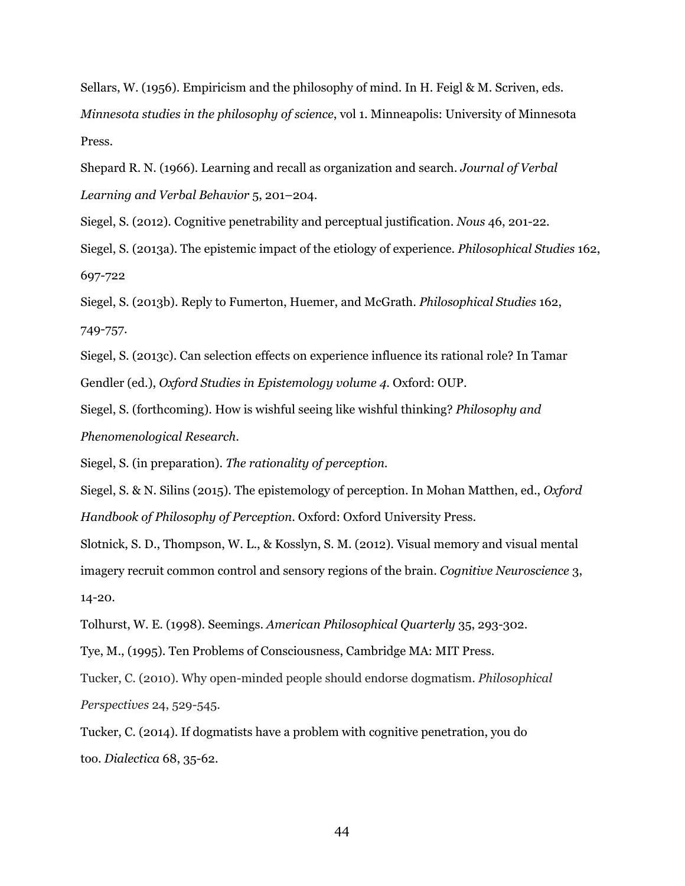Sellars, W. (1956). Empiricism and the philosophy of mind. In H. Feigl & M. Scriven, eds. *Minnesota studies in the philosophy of science*, vol 1. Minneapolis: University of Minnesota Press.

Shepard R. N. (1966). Learning and recall as organization and search. *Journal of Verbal Learning and Verbal Behavior* 5, 201–204.

Siegel, S. (2012). Cognitive penetrability and perceptual justification. *Nous* 46, 201-22.

Siegel, S. (2013a). The epistemic impact of the etiology of experience. *Philosophical Studies* 162, 697-722

Siegel, S. (2013b). Reply to Fumerton, Huemer, and McGrath. *Philosophical Studies* 162, 749-757.

Siegel, S. (2013c). Can selection effects on experience influence its rational role? In Tamar Gendler (ed.), *Oxford Studies in Epistemology volume 4*. Oxford: OUP.

Siegel, S. (forthcoming). How is wishful seeing like wishful thinking? *Philosophy and Phenomenological Research*.

Siegel, S. (in preparation). *The rationality of perception*.

Siegel, S. & N. Silins (2015). The epistemology of perception. In Mohan Matthen, ed., *Oxford Handbook of Philosophy of Perception*. Oxford: Oxford University Press.

Slotnick, S. D., Thompson, W. L., & Kosslyn, S. M. (2012). Visual memory and visual mental imagery recruit common control and sensory regions of the brain. *Cognitive Neuroscience* 3, 14-20.

Tolhurst, W. E. (1998). Seemings. *American Philosophical Quarterly* 35, 293-302.

Tye, M., (1995). Ten Problems of Consciousness, Cambridge MA: MIT Press.

Tucker, C. (2010). Why open-minded people should endorse dogmatism. *Philosophical Perspectives* 24, 529-545.

Tucker, C. (2014). If dogmatists have a problem with cognitive penetration, you do too. *Dialectica* 68, 35-62.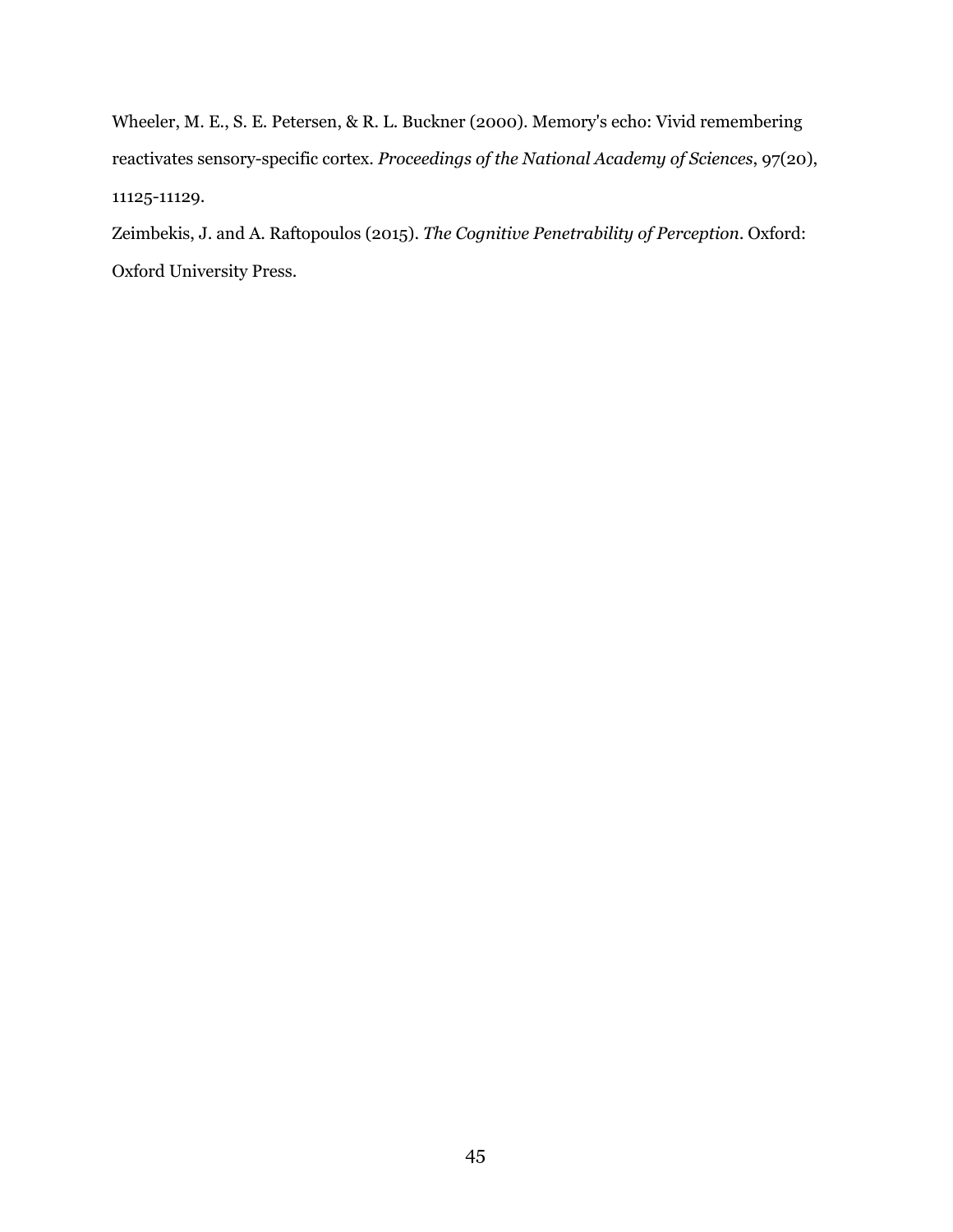Wheeler, M. E., S. E. Petersen, & R. L. Buckner (2000). Memory's echo: Vivid remembering reactivates sensory-specific cortex. *Proceedings of the National Academy of Sciences*, 97(20), 11125-11129.

Zeimbekis, J. and A. Raftopoulos (2015). *The Cognitive Penetrability of Perception*. Oxford: Oxford University Press.